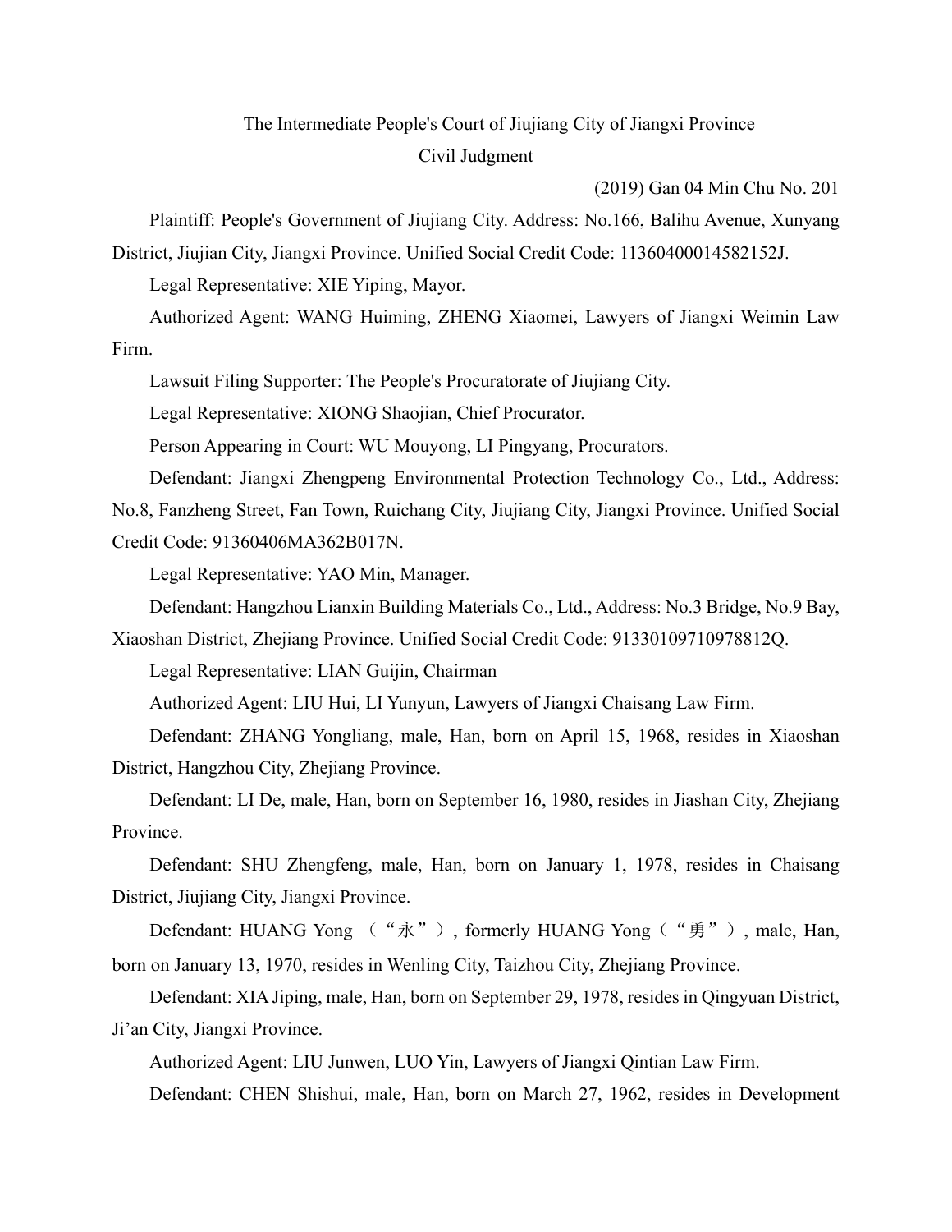# The Intermediate People's Court of Jiujiang City of Jiangxi Province

## Civil Judgment

(2019) Gan 04 Min Chu No. 201

Plaintiff: People's Government of Jiujiang City. Address: No.166, Balihu Avenue, Xunyang District, Jiujian City, Jiangxi Province. Unified Social Credit Code: 11360400014582152J.

Legal Representative: XIE Yiping, Mayor.

Authorized Agent: WANG Huiming, ZHENG Xiaomei, Lawyers of Jiangxi Weimin Law Firm.

Lawsuit Filing Supporter: The People's Procuratorate of Jiujiang City.

Legal Representative: XIONG Shaojian, Chief Procurator.

Person Appearing in Court: WU Mouyong, LI Pingyang, Procurators.

Defendant: Jiangxi Zhengpeng Environmental Protection Technology Co., Ltd., Address: No.8, Fanzheng Street, Fan Town, Ruichang City, Jiujiang City, Jiangxi Province. Unified Social Credit Code: 91360406MA362B017N.

Legal Representative: YAO Min, Manager.

Defendant: Hangzhou Lianxin Building Materials Co., Ltd., Address: No.3 Bridge, No.9 Bay, Xiaoshan District, Zhejiang Province. Unified Social Credit Code: 91330109710978812Q.

Legal Representative: LIAN Guijin, Chairman

Authorized Agent: LIU Hui, LI Yunyun, Lawyers of Jiangxi Chaisang Law Firm.

Defendant: ZHANG Yongliang, male, Han, born on April 15, 1968, resides in Xiaoshan District, Hangzhou City, Zhejiang Province.

Defendant: LI De, male, Han, born on September 16, 1980, resides in Jiashan City, Zhejiang Province.

Defendant: SHU Zhengfeng, male, Han, born on January 1, 1978, resides in Chaisang District, Jiujiang City, Jiangxi Province.

Defendant: HUANG Yong （“永”）, formerly HUANG Yong（“勇”）, male, Han, born on January 13, 1970, resides in Wenling City, Taizhou City, Zhejiang Province.

Defendant: XIA Jiping, male, Han, born on September 29, 1978, resides in Qingyuan District, Ji'an City, Jiangxi Province.

Authorized Agent: LIU Junwen, LUO Yin, Lawyers of Jiangxi Qintian Law Firm.

Defendant: CHEN Shishui, male, Han, born on March 27, 1962, resides in Development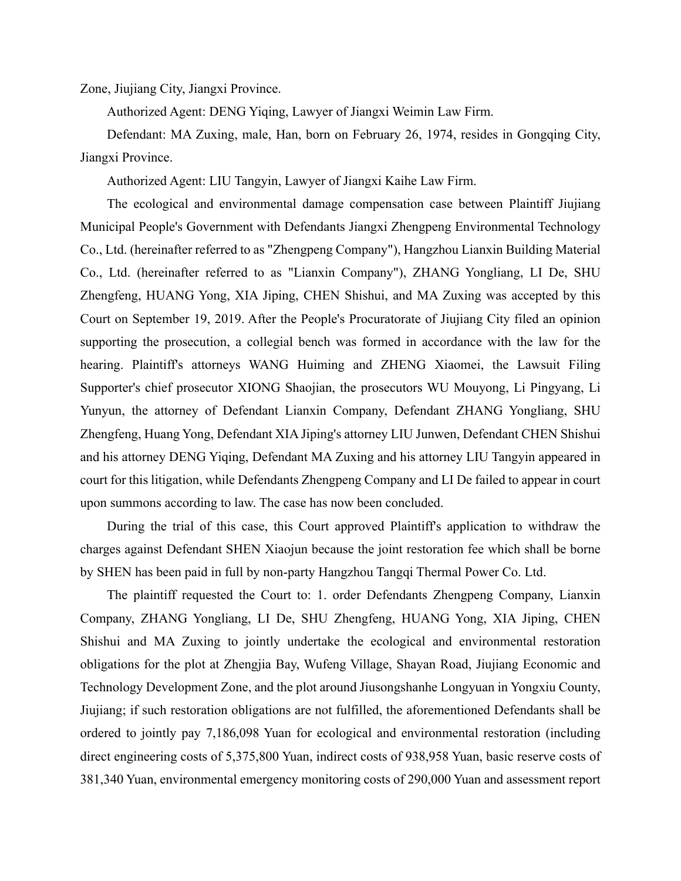Zone, Jiujiang City, Jiangxi Province.

Authorized Agent: DENG Yiqing, Lawyer of Jiangxi Weimin Law Firm.

Defendant: MA Zuxing, male, Han, born on February 26, 1974, resides in Gongqing City, Jiangxi Province.

Authorized Agent: LIU Tangyin, Lawyer of Jiangxi Kaihe Law Firm.

The ecological and environmental damage compensation case between Plaintiff Jiujiang Municipal People's Government with Defendants Jiangxi Zhengpeng Environmental Technology Co., Ltd. (hereinafter referred to as "Zhengpeng Company"), Hangzhou Lianxin Building Material Co., Ltd. (hereinafter referred to as "Lianxin Company"), ZHANG Yongliang, LI De, SHU Zhengfeng, HUANG Yong, XIA Jiping, CHEN Shishui, and MA Zuxing was accepted by this Court on September 19, 2019. After the People's Procuratorate of Jiujiang City filed an opinion supporting the prosecution, a collegial bench was formed in accordance with the law for the hearing. Plaintiff's attorneys WANG Huiming and ZHENG Xiaomei, the Lawsuit Filing Supporter's chief prosecutor XIONG Shaojian, the prosecutors WU Mouyong, Li Pingyang, Li Yunyun, the attorney of Defendant Lianxin Company, Defendant ZHANG Yongliang, SHU Zhengfeng, Huang Yong, Defendant XIA Jiping's attorney LIU Junwen, Defendant CHEN Shishui and his attorney DENG Yiqing, Defendant MA Zuxing and his attorney LIU Tangyin appeared in court for this litigation, while Defendants Zhengpeng Company and LI De failed to appear in court upon summons according to law. The case has now been concluded.

During the trial of this case, this Court approved Plaintiff's application to withdraw the charges against Defendant SHEN Xiaojun because the joint restoration fee which shall be borne by SHEN has been paid in full by non-party Hangzhou Tangqi Thermal Power Co. Ltd.

The plaintiff requested the Court to: 1. order Defendants Zhengpeng Company, Lianxin Company, ZHANG Yongliang, LI De, SHU Zhengfeng, HUANG Yong, XIA Jiping, CHEN Shishui and MA Zuxing to jointly undertake the ecological and environmental restoration obligations for the plot at Zhengjia Bay, Wufeng Village, Shayan Road, Jiujiang Economic and Technology Development Zone, and the plot around Jiusongshanhe Longyuan in Yongxiu County, Jiujiang; if such restoration obligations are not fulfilled, the aforementioned Defendants shall be ordered to jointly pay 7,186,098 Yuan for ecological and environmental restoration (including direct engineering costs of 5,375,800 Yuan, indirect costs of 938,958 Yuan, basic reserve costs of 381,340 Yuan, environmental emergency monitoring costs of 290,000 Yuan and assessment report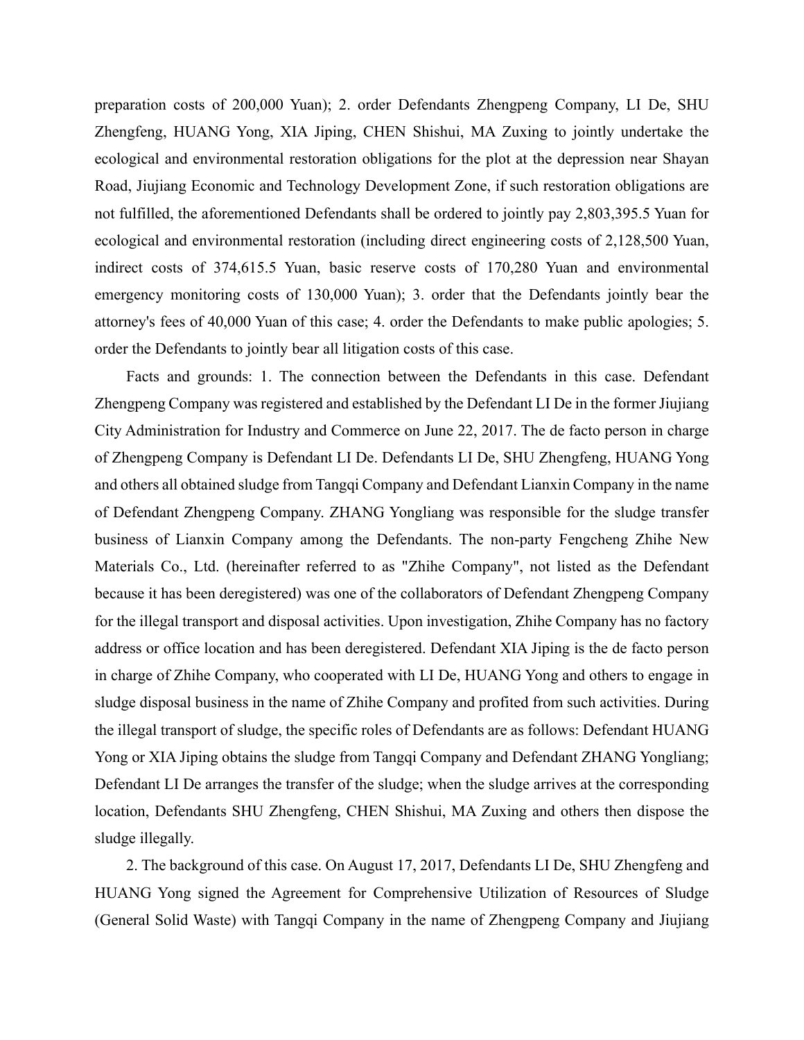preparation costs of 200,000 Yuan); 2. order Defendants Zhengpeng Company, LI De, SHU Zhengfeng, HUANG Yong, XIA Jiping, CHEN Shishui, MA Zuxing to jointly undertake the ecological and environmental restoration obligations for the plot at the depression near Shayan Road, Jiujiang Economic and Technology Development Zone, if such restoration obligations are not fulfilled, the aforementioned Defendants shall be ordered to jointly pay 2,803,395.5 Yuan for ecological and environmental restoration (including direct engineering costs of 2,128,500 Yuan, indirect costs of 374,615.5 Yuan, basic reserve costs of 170,280 Yuan and environmental emergency monitoring costs of 130,000 Yuan); 3. order that the Defendants jointly bear the attorney's fees of 40,000 Yuan of this case; 4. order the Defendants to make public apologies; 5. order the Defendants to jointly bear all litigation costs of this case.

Facts and grounds: 1. The connection between the Defendants in this case. Defendant Zhengpeng Company was registered and established by the Defendant LI De in the former Jiujiang City Administration for Industry and Commerce on June 22, 2017. The de facto person in charge of Zhengpeng Company is Defendant LI De. Defendants LI De, SHU Zhengfeng, HUANG Yong and others all obtained sludge from Tangqi Company and Defendant Lianxin Company in the name of Defendant Zhengpeng Company. ZHANG Yongliang was responsible for the sludge transfer business of Lianxin Company among the Defendants. The non-party Fengcheng Zhihe New Materials Co., Ltd. (hereinafter referred to as "Zhihe Company", not listed as the Defendant because it has been deregistered) was one of the collaborators of Defendant Zhengpeng Company for the illegal transport and disposal activities. Upon investigation, Zhihe Company has no factory address or office location and has been deregistered. Defendant XIA Jiping is the de facto person in charge of Zhihe Company, who cooperated with LI De, HUANG Yong and others to engage in sludge disposal business in the name of Zhihe Company and profited from such activities. During the illegal transport of sludge, the specific roles of Defendants are as follows: Defendant HUANG Yong or XIA Jiping obtains the sludge from Tangqi Company and Defendant ZHANG Yongliang; Defendant LI De arranges the transfer of the sludge; when the sludge arrives at the corresponding location, Defendants SHU Zhengfeng, CHEN Shishui, MA Zuxing and others then dispose the sludge illegally.

2. The background of this case. On August 17, 2017, Defendants LI De, SHU Zhengfeng and HUANG Yong signed the Agreement for Comprehensive Utilization of Resources of Sludge (General Solid Waste) with Tangqi Company in the name of Zhengpeng Company and Jiujiang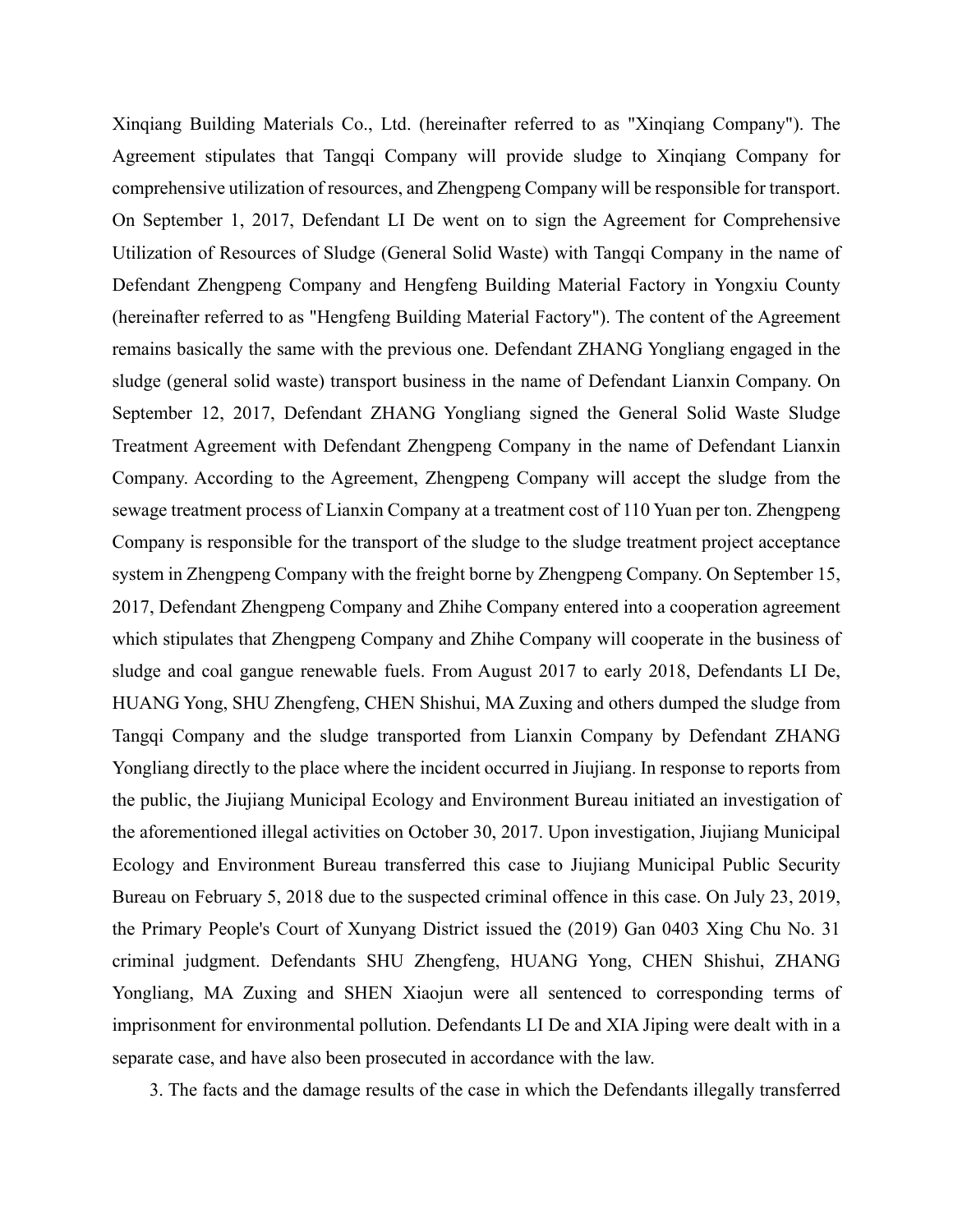Xinqiang Building Materials Co., Ltd. (hereinafter referred to as "Xinqiang Company"). The Agreement stipulates that Tangqi Company will provide sludge to Xinqiang Company for comprehensive utilization of resources, and Zhengpeng Company will be responsible for transport. On September 1, 2017, Defendant LI De went on to sign the Agreement for Comprehensive Utilization of Resources of Sludge (General Solid Waste) with Tangqi Company in the name of Defendant Zhengpeng Company and Hengfeng Building Material Factory in Yongxiu County (hereinafter referred to as "Hengfeng Building Material Factory"). The content of the Agreement remains basically the same with the previous one. Defendant ZHANG Yongliang engaged in the sludge (general solid waste) transport business in the name of Defendant Lianxin Company. On September 12, 2017, Defendant ZHANG Yongliang signed the General Solid Waste Sludge Treatment Agreement with Defendant Zhengpeng Company in the name of Defendant Lianxin Company. According to the Agreement, Zhengpeng Company will accept the sludge from the sewage treatment process of Lianxin Company at a treatment cost of 110 Yuan per ton. Zhengpeng Company is responsible for the transport of the sludge to the sludge treatment project acceptance system in Zhengpeng Company with the freight borne by Zhengpeng Company. On September 15, 2017, Defendant Zhengpeng Company and Zhihe Company entered into a cooperation agreement which stipulates that Zhengpeng Company and Zhihe Company will cooperate in the business of sludge and coal gangue renewable fuels. From August 2017 to early 2018, Defendants LI De, HUANG Yong, SHU Zhengfeng, CHEN Shishui, MA Zuxing and others dumped the sludge from Tangqi Company and the sludge transported from Lianxin Company by Defendant ZHANG Yongliang directly to the place where the incident occurred in Jiujiang. In response to reports from the public, the Jiujiang Municipal Ecology and Environment Bureau initiated an investigation of the aforementioned illegal activities on October 30, 2017. Upon investigation, Jiujiang Municipal Ecology and Environment Bureau transferred this case to Jiujiang Municipal Public Security Bureau on February 5, 2018 due to the suspected criminal offence in this case. On July 23, 2019, the Primary People's Court of Xunyang District issued the (2019) Gan 0403 Xing Chu No. 31 criminal judgment. Defendants SHU Zhengfeng, HUANG Yong, CHEN Shishui, ZHANG Yongliang, MA Zuxing and SHEN Xiaojun were all sentenced to corresponding terms of imprisonment for environmental pollution. Defendants LI De and XIA Jiping were dealt with in a separate case, and have also been prosecuted in accordance with the law.

3. The facts and the damage results of the case in which the Defendants illegally transferred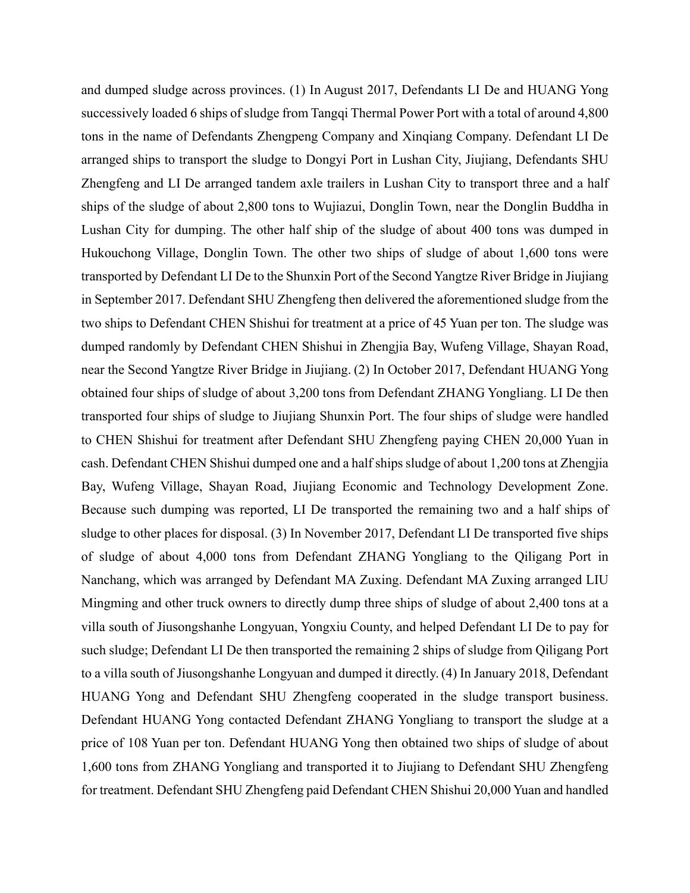and dumped sludge across provinces. (1) In August 2017, Defendants LI De and HUANG Yong successively loaded 6 ships of sludge from Tangqi Thermal Power Port with a total of around 4,800 tons in the name of Defendants Zhengpeng Company and Xinqiang Company. Defendant LI De arranged ships to transport the sludge to Dongyi Port in Lushan City, Jiujiang, Defendants SHU Zhengfeng and LI De arranged tandem axle trailers in Lushan City to transport three and a half ships of the sludge of about 2,800 tons to Wujiazui, Donglin Town, near the Donglin Buddha in Lushan City for dumping. The other half ship of the sludge of about 400 tons was dumped in Hukouchong Village, Donglin Town. The other two ships of sludge of about 1,600 tons were transported by Defendant LI De to the Shunxin Port of the Second Yangtze River Bridge in Jiujiang in September 2017. Defendant SHU Zhengfeng then delivered the aforementioned sludge from the two ships to Defendant CHEN Shishui for treatment at a price of 45 Yuan per ton. The sludge was dumped randomly by Defendant CHEN Shishui in Zhengjia Bay, Wufeng Village, Shayan Road, near the Second Yangtze River Bridge in Jiujiang. (2) In October 2017, Defendant HUANG Yong obtained four ships of sludge of about 3,200 tons from Defendant ZHANG Yongliang. LI De then transported four ships of sludge to Jiujiang Shunxin Port. The four ships of sludge were handled to CHEN Shishui for treatment after Defendant SHU Zhengfeng paying CHEN 20,000 Yuan in cash. Defendant CHEN Shishui dumped one and a half ships sludge of about 1,200 tons at Zhengjia Bay, Wufeng Village, Shayan Road, Jiujiang Economic and Technology Development Zone. Because such dumping was reported, LI De transported the remaining two and a half ships of sludge to other places for disposal. (3) In November 2017, Defendant LI De transported five ships of sludge of about 4,000 tons from Defendant ZHANG Yongliang to the Qiligang Port in Nanchang, which was arranged by Defendant MA Zuxing. Defendant MA Zuxing arranged LIU Mingming and other truck owners to directly dump three ships of sludge of about 2,400 tons at a villa south of Jiusongshanhe Longyuan, Yongxiu County, and helped Defendant LI De to pay for such sludge; Defendant LI De then transported the remaining 2 ships of sludge from Qiligang Port to a villa south of Jiusongshanhe Longyuan and dumped it directly. (4) In January 2018, Defendant HUANG Yong and Defendant SHU Zhengfeng cooperated in the sludge transport business. Defendant HUANG Yong contacted Defendant ZHANG Yongliang to transport the sludge at a price of 108 Yuan per ton. Defendant HUANG Yong then obtained two ships of sludge of about 1,600 tons from ZHANG Yongliang and transported it to Jiujiang to Defendant SHU Zhengfeng for treatment. Defendant SHU Zhengfeng paid Defendant CHEN Shishui 20,000 Yuan and handled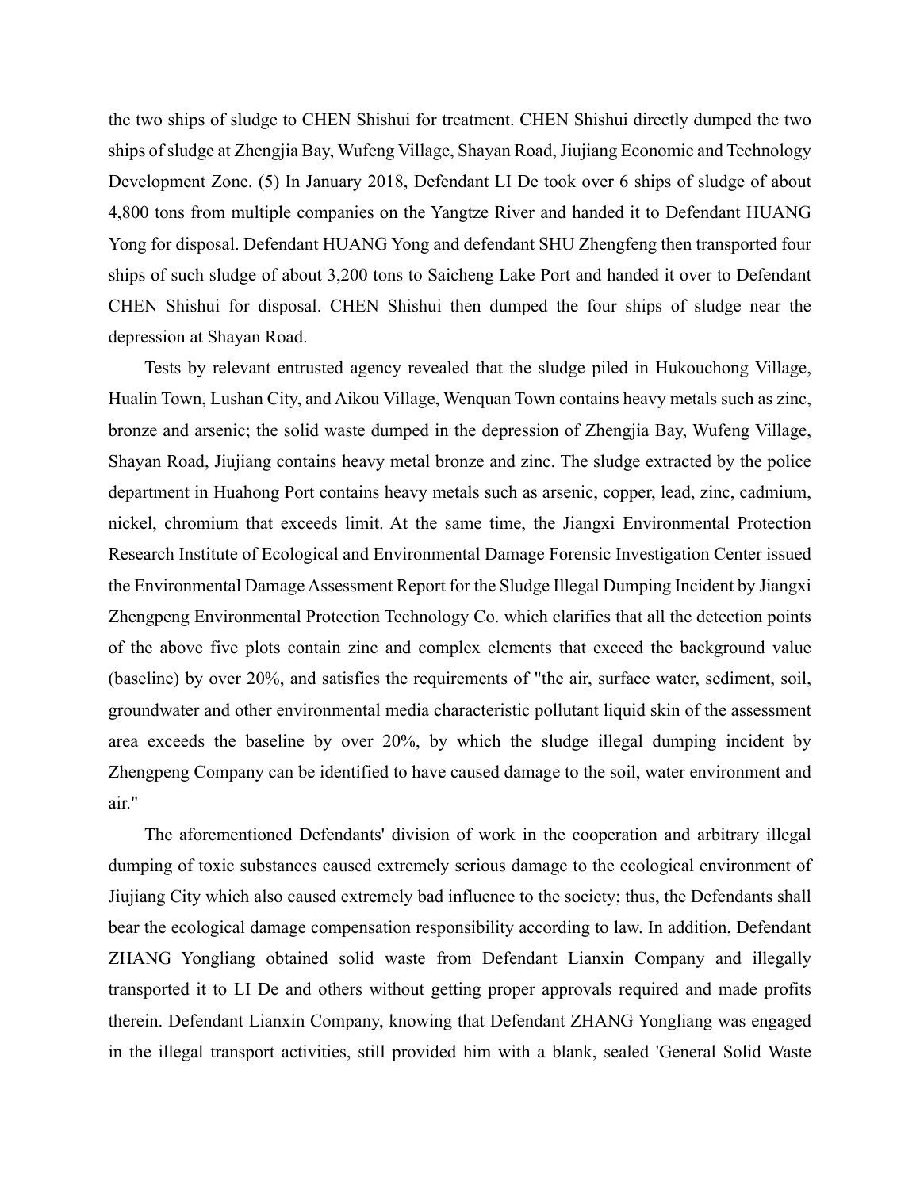the two ships of sludge to CHEN Shishui for treatment. CHEN Shishui directly dumped the two ships of sludge at Zhengjia Bay, Wufeng Village, Shayan Road, Jiujiang Economic and Technology Development Zone. (5) In January 2018, Defendant LI De took over 6 ships of sludge of about 4,800 tons from multiple companies on the Yangtze River and handed it to Defendant HUANG Yong for disposal. Defendant HUANG Yong and defendant SHU Zhengfeng then transported four ships of such sludge of about 3,200 tons to Saicheng Lake Port and handed it over to Defendant CHEN Shishui for disposal. CHEN Shishui then dumped the four ships of sludge near the depression at Shayan Road.

Tests by relevant entrusted agency revealed that the sludge piled in Hukouchong Village, Hualin Town, Lushan City, and Aikou Village, Wenquan Town contains heavy metals such as zinc, bronze and arsenic; the solid waste dumped in the depression of Zhengjia Bay, Wufeng Village, Shayan Road, Jiujiang contains heavy metal bronze and zinc. The sludge extracted by the police department in Huahong Port contains heavy metals such as arsenic, copper, lead, zinc, cadmium, nickel, chromium that exceeds limit. At the same time, the Jiangxi Environmental Protection Research Institute of Ecological and Environmental Damage Forensic Investigation Center issued the Environmental Damage Assessment Report for the Sludge Illegal Dumping Incident by Jiangxi Zhengpeng Environmental Protection Technology Co. which clarifies that all the detection points of the above five plots contain zinc and complex elements that exceed the background value (baseline) by over 20%, and satisfies the requirements of "the air, surface water, sediment, soil, groundwater and other environmental media characteristic pollutant liquid skin of the assessment area exceeds the baseline by over 20%, by which the sludge illegal dumping incident by Zhengpeng Company can be identified to have caused damage to the soil, water environment and air."

The aforementioned Defendants' division of work in the cooperation and arbitrary illegal dumping of toxic substances caused extremely serious damage to the ecological environment of Jiujiang City which also caused extremely bad influence to the society; thus, the Defendants shall bear the ecological damage compensation responsibility according to law. In addition, Defendant ZHANG Yongliang obtained solid waste from Defendant Lianxin Company and illegally transported it to LI De and others without getting proper approvals required and made profits therein. Defendant Lianxin Company, knowing that Defendant ZHANG Yongliang was engaged in the illegal transport activities, still provided him with a blank, sealed 'General Solid Waste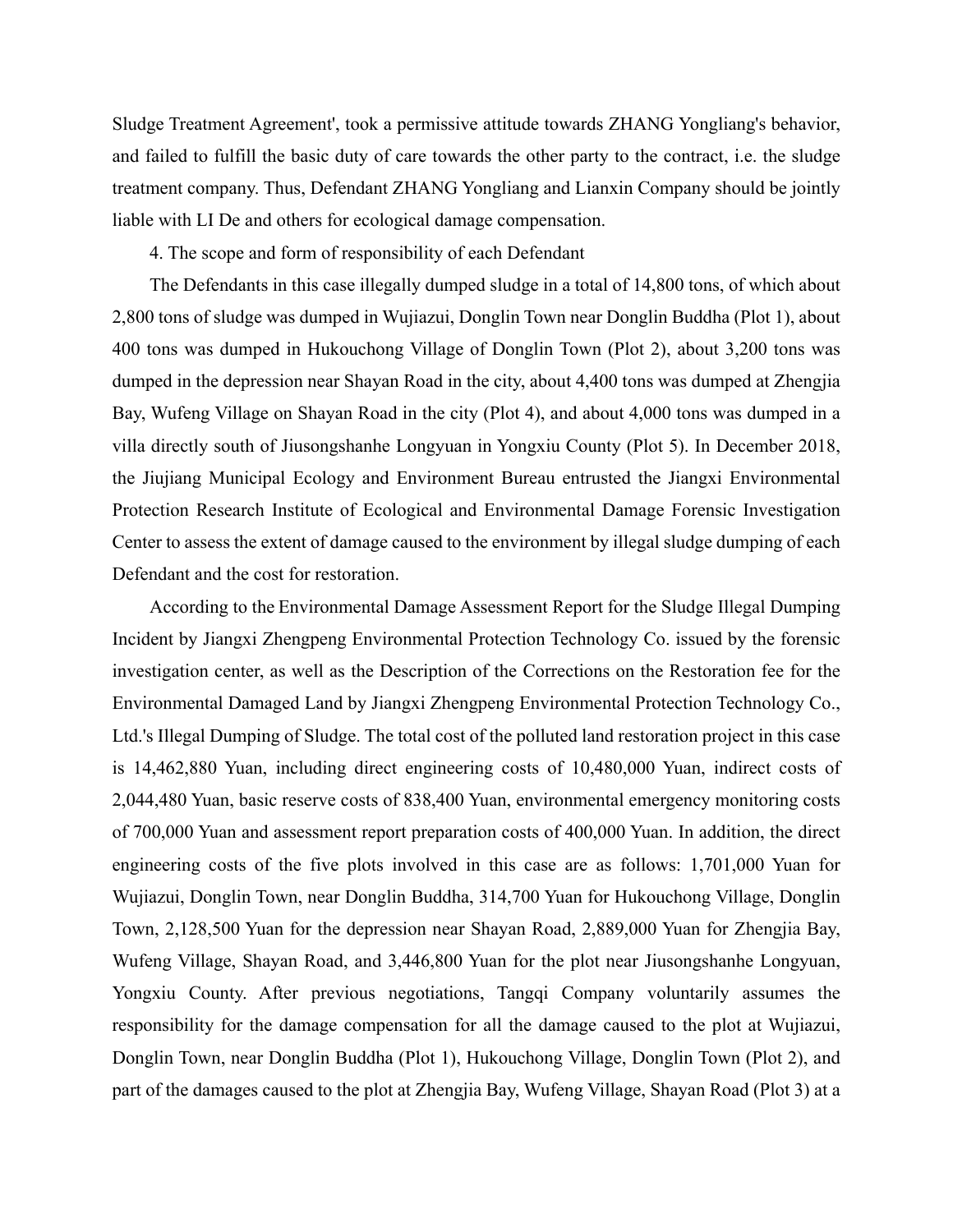Sludge Treatment Agreement', took a permissive attitude towards ZHANG Yongliang's behavior, and failed to fulfill the basic duty of care towards the other party to the contract, i.e. the sludge treatment company. Thus, Defendant ZHANG Yongliang and Lianxin Company should be jointly liable with LI De and others for ecological damage compensation.

4. The scope and form of responsibility of each Defendant

The Defendants in this case illegally dumped sludge in a total of 14,800 tons, of which about 2,800 tons of sludge was dumped in Wujiazui, Donglin Town near Donglin Buddha (Plot 1), about 400 tons was dumped in Hukouchong Village of Donglin Town (Plot 2), about 3,200 tons was dumped in the depression near Shayan Road in the city, about 4,400 tons was dumped at Zhengjia Bay, Wufeng Village on Shayan Road in the city (Plot 4), and about 4,000 tons was dumped in a villa directly south of Jiusongshanhe Longyuan in Yongxiu County (Plot 5). In December 2018, the Jiujiang Municipal Ecology and Environment Bureau entrusted the Jiangxi Environmental Protection Research Institute of Ecological and Environmental Damage Forensic Investigation Center to assess the extent of damage caused to the environment by illegal sludge dumping of each Defendant and the cost for restoration.

According to the Environmental Damage Assessment Report for the Sludge Illegal Dumping Incident by Jiangxi Zhengpeng Environmental Protection Technology Co. issued by the forensic investigation center, as well as the Description of the Corrections on the Restoration fee for the Environmental Damaged Land by Jiangxi Zhengpeng Environmental Protection Technology Co., Ltd.'s Illegal Dumping of Sludge. The total cost of the polluted land restoration project in this case is 14,462,880 Yuan, including direct engineering costs of 10,480,000 Yuan, indirect costs of 2,044,480 Yuan, basic reserve costs of 838,400 Yuan, environmental emergency monitoring costs of 700,000 Yuan and assessment report preparation costs of 400,000 Yuan. In addition, the direct engineering costs of the five plots involved in this case are as follows: 1,701,000 Yuan for Wujiazui, Donglin Town, near Donglin Buddha, 314,700 Yuan for Hukouchong Village, Donglin Town, 2,128,500 Yuan for the depression near Shayan Road, 2,889,000 Yuan for Zhengjia Bay, Wufeng Village, Shayan Road, and 3,446,800 Yuan for the plot near Jiusongshanhe Longyuan, Yongxiu County. After previous negotiations, Tangqi Company voluntarily assumes the responsibility for the damage compensation for all the damage caused to the plot at Wujiazui, Donglin Town, near Donglin Buddha (Plot 1), Hukouchong Village, Donglin Town (Plot 2), and part of the damages caused to the plot at Zhengjia Bay, Wufeng Village, Shayan Road (Plot 3) at a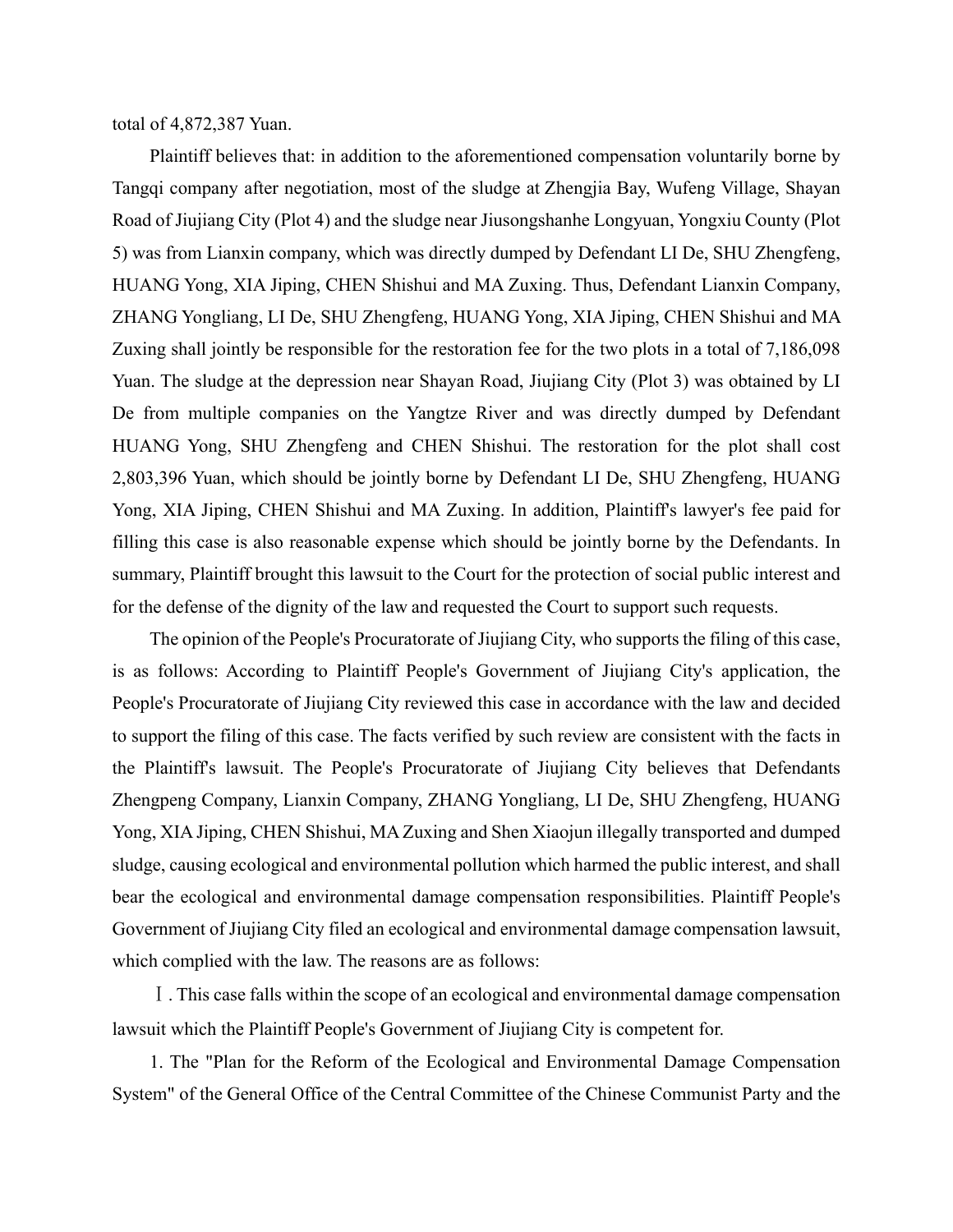total of 4,872,387 Yuan.

Plaintiff believes that: in addition to the aforementioned compensation voluntarily borne by Tangqi company after negotiation, most of the sludge at Zhengjia Bay, Wufeng Village, Shayan Road of Jiujiang City (Plot 4) and the sludge near Jiusongshanhe Longyuan, Yongxiu County (Plot 5) was from Lianxin company, which was directly dumped by Defendant LI De, SHU Zhengfeng, HUANG Yong, XIA Jiping, CHEN Shishui and MA Zuxing. Thus, Defendant Lianxin Company, ZHANG Yongliang, LI De, SHU Zhengfeng, HUANG Yong, XIA Jiping, CHEN Shishui and MA Zuxing shall jointly be responsible for the restoration fee for the two plots in a total of 7,186,098 Yuan. The sludge at the depression near Shayan Road, Jiujiang City (Plot 3) was obtained by LI De from multiple companies on the Yangtze River and was directly dumped by Defendant HUANG Yong, SHU Zhengfeng and CHEN Shishui. The restoration for the plot shall cost 2,803,396 Yuan, which should be jointly borne by Defendant LI De, SHU Zhengfeng, HUANG Yong, XIA Jiping, CHEN Shishui and MA Zuxing. In addition, Plaintiff's lawyer's fee paid for filling this case is also reasonable expense which should be jointly borne by the Defendants. In summary, Plaintiff brought this lawsuit to the Court for the protection of social public interest and for the defense of the dignity of the law and requested the Court to support such requests.

The opinion of the People's Procuratorate of Jiujiang City, who supports the filing of this case, is as follows: According to Plaintiff People's Government of Jiujiang City's application, the People's Procuratorate of Jiujiang City reviewed this case in accordance with the law and decided to support the filing of this case. The facts verified by such review are consistent with the facts in the Plaintiff's lawsuit. The People's Procuratorate of Jiujiang City believes that Defendants Zhengpeng Company, Lianxin Company, ZHANG Yongliang, LI De, SHU Zhengfeng, HUANG Yong, XIA Jiping, CHEN Shishui, MA Zuxing and Shen Xiaojun illegally transported and dumped sludge, causing ecological and environmental pollution which harmed the public interest, and shall bear the ecological and environmental damage compensation responsibilities. Plaintiff People's Government of Jiujiang City filed an ecological and environmental damage compensation lawsuit, which complied with the law. The reasons are as follows:

Ⅰ. This case falls within the scope of an ecological and environmental damage compensation lawsuit which the Plaintiff People's Government of Jiujiang City is competent for.

1. The "Plan for the Reform of the Ecological and Environmental Damage Compensation System" of the General Office of the Central Committee of the Chinese Communist Party and the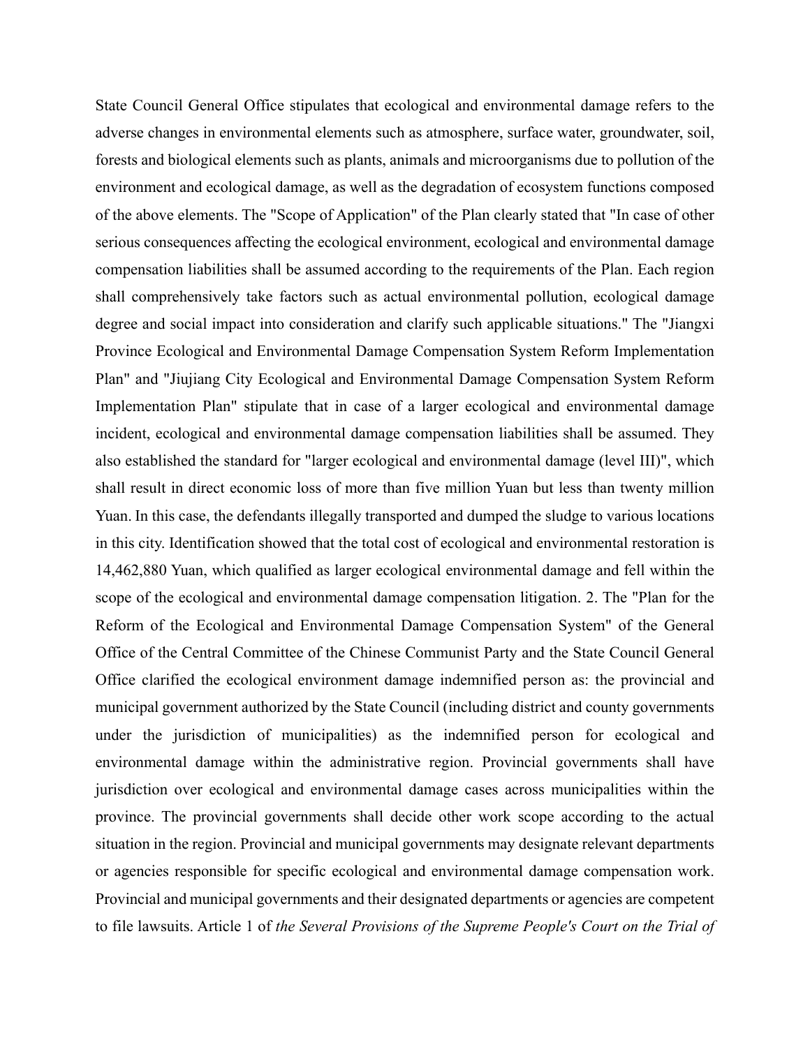State Council General Office stipulates that ecological and environmental damage refers to the adverse changes in environmental elements such as atmosphere, surface water, groundwater, soil, forests and biological elements such as plants, animals and microorganisms due to pollution of the environment and ecological damage, as well as the degradation of ecosystem functions composed of the above elements. The "Scope of Application" of the Plan clearly stated that "In case of other serious consequences affecting the ecological environment, ecological and environmental damage compensation liabilities shall be assumed according to the requirements of the Plan. Each region shall comprehensively take factors such as actual environmental pollution, ecological damage degree and social impact into consideration and clarify such applicable situations." The "Jiangxi Province Ecological and Environmental Damage Compensation System Reform Implementation Plan" and "Jiujiang City Ecological and Environmental Damage Compensation System Reform Implementation Plan" stipulate that in case of a larger ecological and environmental damage incident, ecological and environmental damage compensation liabilities shall be assumed. They also established the standard for "larger ecological and environmental damage (level III)", which shall result in direct economic loss of more than five million Yuan but less than twenty million Yuan. In this case, the defendants illegally transported and dumped the sludge to various locations in this city. Identification showed that the total cost of ecological and environmental restoration is 14,462,880 Yuan, which qualified as larger ecological environmental damage and fell within the scope of the ecological and environmental damage compensation litigation. 2. The "Plan for the Reform of the Ecological and Environmental Damage Compensation System" of the General Office of the Central Committee of the Chinese Communist Party and the State Council General Office clarified the ecological environment damage indemnified person as: the provincial and municipal government authorized by the State Council (including district and county governments under the jurisdiction of municipalities) as the indemnified person for ecological and environmental damage within the administrative region. Provincial governments shall have jurisdiction over ecological and environmental damage cases across municipalities within the province. The provincial governments shall decide other work scope according to the actual situation in the region. Provincial and municipal governments may designate relevant departments or agencies responsible for specific ecological and environmental damage compensation work. Provincial and municipal governments and their designated departments or agencies are competent to file lawsuits. Article 1 of *the Several Provisions of the Supreme People's Court on the Trial of*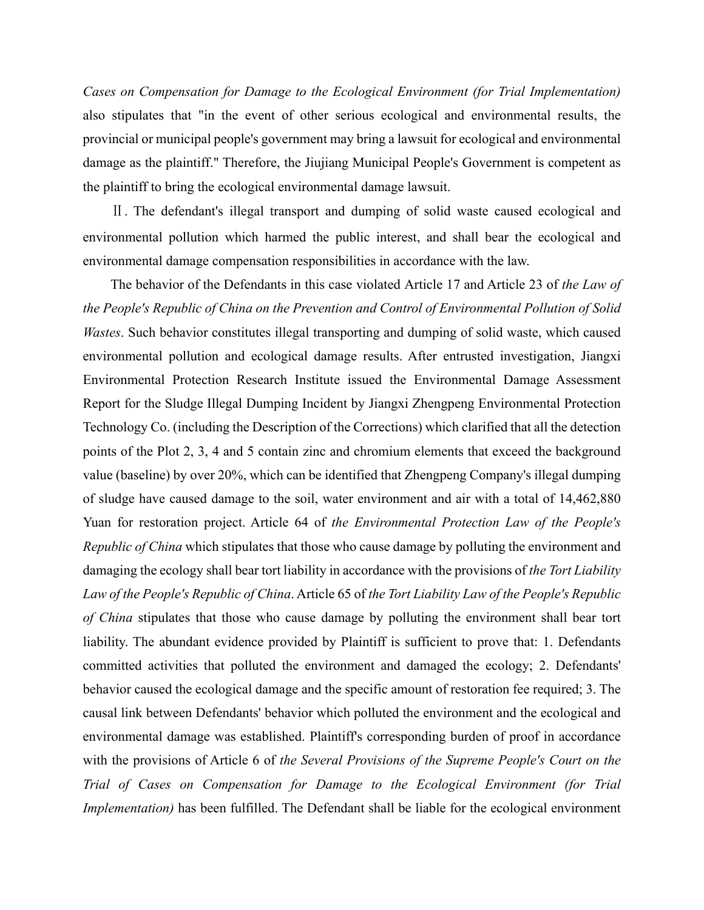*Cases on Compensation for Damage to the Ecological Environment (for Trial Implementation)* also stipulates that "in the event of other serious ecological and environmental results, the provincial or municipal people's government may bring a lawsuit for ecological and environmental damage as the plaintiff." Therefore, the Jiujiang Municipal People's Government is competent as the plaintiff to bring the ecological environmental damage lawsuit.

Ⅱ. The defendant's illegal transport and dumping of solid waste caused ecological and environmental pollution which harmed the public interest, and shall bear the ecological and environmental damage compensation responsibilities in accordance with the law.

The behavior of the Defendants in this case violated Article 17 and Article 23 of *the Law of the People's Republic of China on the Prevention and Control of Environmental Pollution of Solid Wastes*. Such behavior constitutes illegal transporting and dumping of solid waste, which caused environmental pollution and ecological damage results. After entrusted investigation, Jiangxi Environmental Protection Research Institute issued the Environmental Damage Assessment Report for the Sludge Illegal Dumping Incident by Jiangxi Zhengpeng Environmental Protection Technology Co. (including the Description of the Corrections) which clarified that all the detection points of the Plot 2, 3, 4 and 5 contain zinc and chromium elements that exceed the background value (baseline) by over 20%, which can be identified that Zhengpeng Company's illegal dumping of sludge have caused damage to the soil, water environment and air with a total of 14,462,880 Yuan for restoration project. Article 64 of *the Environmental Protection Law of the People's Republic of China* which stipulates that those who cause damage by polluting the environment and damaging the ecology shall bear tort liability in accordance with the provisions of *the Tort Liability Law of the People's Republic of China*. Article 65 of *the Tort Liability Law of the People's Republic of China* stipulates that those who cause damage by polluting the environment shall bear tort liability. The abundant evidence provided by Plaintiff is sufficient to prove that: 1. Defendants committed activities that polluted the environment and damaged the ecology; 2. Defendants' behavior caused the ecological damage and the specific amount of restoration fee required; 3. The causal link between Defendants' behavior which polluted the environment and the ecological and environmental damage was established. Plaintiff's corresponding burden of proof in accordance with the provisions of Article 6 of *the Several Provisions of the Supreme People's Court on the Trial of Cases on Compensation for Damage to the Ecological Environment (for Trial Implementation)* has been fulfilled. The Defendant shall be liable for the ecological environment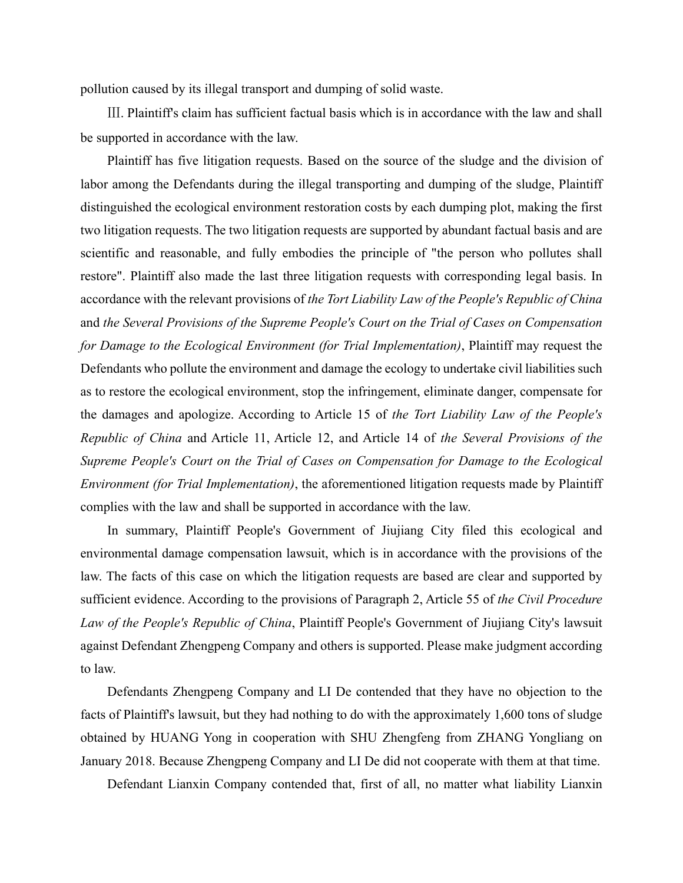pollution caused by its illegal transport and dumping of solid waste.

Ⅲ. Plaintiff's claim has sufficient factual basis which is in accordance with the law and shall be supported in accordance with the law.

Plaintiff has five litigation requests. Based on the source of the sludge and the division of labor among the Defendants during the illegal transporting and dumping of the sludge, Plaintiff distinguished the ecological environment restoration costs by each dumping plot, making the first two litigation requests. The two litigation requests are supported by abundant factual basis and are scientific and reasonable, and fully embodies the principle of "the person who pollutes shall restore". Plaintiff also made the last three litigation requests with corresponding legal basis. In accordance with the relevant provisions of *the Tort Liability Law of the People's Republic of China* and *the Several Provisions of the Supreme People's Court on the Trial of Cases on Compensation for Damage to the Ecological Environment (for Trial Implementation)*, Plaintiff may request the Defendants who pollute the environment and damage the ecology to undertake civil liabilities such as to restore the ecological environment, stop the infringement, eliminate danger, compensate for the damages and apologize. According to Article 15 of *the Tort Liability Law of the People's Republic of China* and Article 11, Article 12, and Article 14 of *the Several Provisions of the Supreme People's Court on the Trial of Cases on Compensation for Damage to the Ecological Environment (for Trial Implementation)*, the aforementioned litigation requests made by Plaintiff complies with the law and shall be supported in accordance with the law.

In summary, Plaintiff People's Government of Jiujiang City filed this ecological and environmental damage compensation lawsuit, which is in accordance with the provisions of the law. The facts of this case on which the litigation requests are based are clear and supported by sufficient evidence. According to the provisions of Paragraph 2, Article 55 of *the Civil Procedure Law of the People's Republic of China*, Plaintiff People's Government of Jiujiang City's lawsuit against Defendant Zhengpeng Company and others is supported. Please make judgment according to law.

Defendants Zhengpeng Company and LI De contended that they have no objection to the facts of Plaintiff's lawsuit, but they had nothing to do with the approximately 1,600 tons of sludge obtained by HUANG Yong in cooperation with SHU Zhengfeng from ZHANG Yongliang on January 2018. Because Zhengpeng Company and LI De did not cooperate with them at that time.

Defendant Lianxin Company contended that, first of all, no matter what liability Lianxin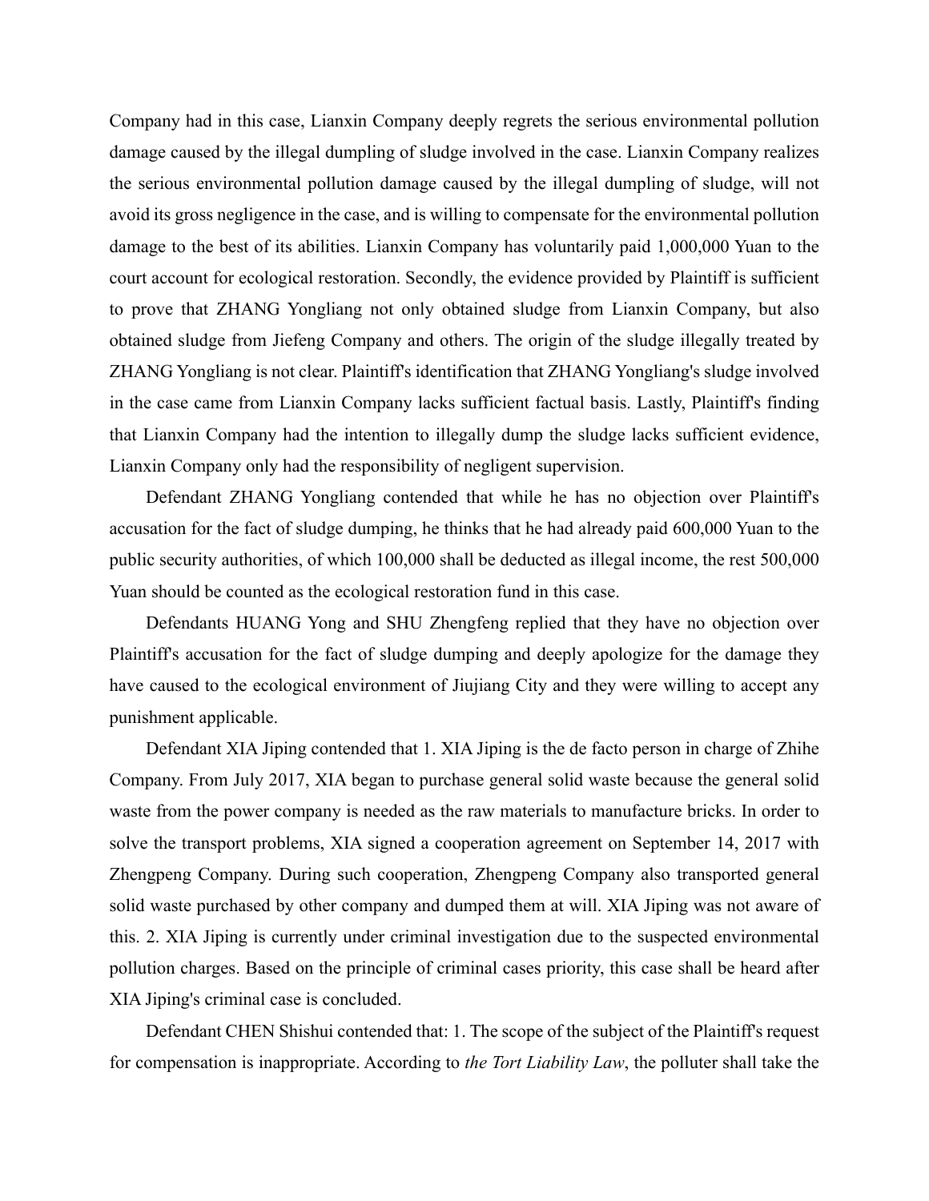Company had in this case, Lianxin Company deeply regrets the serious environmental pollution damage caused by the illegal dumpling of sludge involved in the case. Lianxin Company realizes the serious environmental pollution damage caused by the illegal dumpling of sludge, will not avoid its gross negligence in the case, and is willing to compensate for the environmental pollution damage to the best of its abilities. Lianxin Company has voluntarily paid 1,000,000 Yuan to the court account for ecological restoration. Secondly, the evidence provided by Plaintiff is sufficient to prove that ZHANG Yongliang not only obtained sludge from Lianxin Company, but also obtained sludge from Jiefeng Company and others. The origin of the sludge illegally treated by ZHANG Yongliang is not clear. Plaintiff's identification that ZHANG Yongliang's sludge involved in the case came from Lianxin Company lacks sufficient factual basis. Lastly, Plaintiff's finding that Lianxin Company had the intention to illegally dump the sludge lacks sufficient evidence, Lianxin Company only had the responsibility of negligent supervision.

Defendant ZHANG Yongliang contended that while he has no objection over Plaintiff's accusation for the fact of sludge dumping, he thinks that he had already paid 600,000 Yuan to the public security authorities, of which 100,000 shall be deducted as illegal income, the rest 500,000 Yuan should be counted as the ecological restoration fund in this case.

Defendants HUANG Yong and SHU Zhengfeng replied that they have no objection over Plaintiff's accusation for the fact of sludge dumping and deeply apologize for the damage they have caused to the ecological environment of Jiujiang City and they were willing to accept any punishment applicable.

Defendant XIA Jiping contended that 1. XIA Jiping is the de facto person in charge of Zhihe Company. From July 2017, XIA began to purchase general solid waste because the general solid waste from the power company is needed as the raw materials to manufacture bricks. In order to solve the transport problems, XIA signed a cooperation agreement on September 14, 2017 with Zhengpeng Company. During such cooperation, Zhengpeng Company also transported general solid waste purchased by other company and dumped them at will. XIA Jiping was not aware of this. 2. XIA Jiping is currently under criminal investigation due to the suspected environmental pollution charges. Based on the principle of criminal cases priority, this case shall be heard after XIA Jiping's criminal case is concluded.

Defendant CHEN Shishui contended that: 1. The scope of the subject of the Plaintiff's request for compensation is inappropriate. According to *the Tort Liability Law*, the polluter shall take the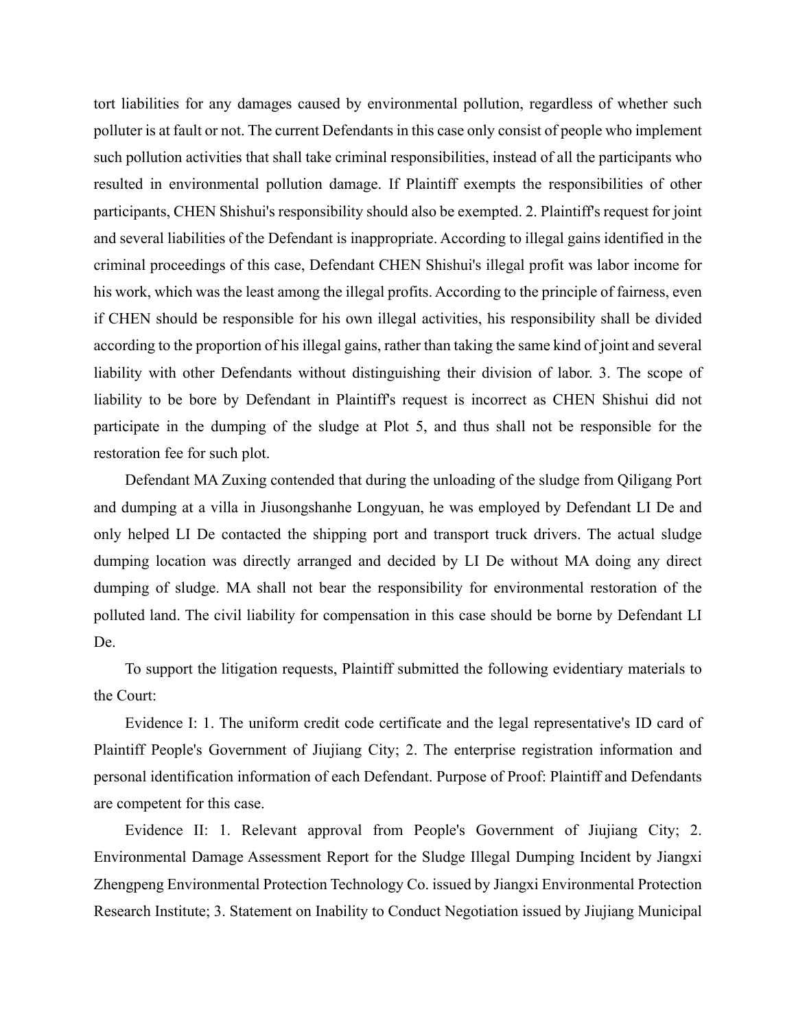tort liabilities for any damages caused by environmental pollution, regardless of whether such polluter is at fault or not. The current Defendants in this case only consist of people who implement such pollution activities that shall take criminal responsibilities, instead of all the participants who resulted in environmental pollution damage. If Plaintiff exempts the responsibilities of other participants, CHEN Shishui's responsibility should also be exempted. 2. Plaintiff's request for joint and several liabilities of the Defendant is inappropriate. According to illegal gains identified in the criminal proceedings of this case, Defendant CHEN Shishui's illegal profit was labor income for his work, which was the least among the illegal profits. According to the principle of fairness, even if CHEN should be responsible for his own illegal activities, his responsibility shall be divided according to the proportion of his illegal gains, rather than taking the same kind of joint and several liability with other Defendants without distinguishing their division of labor. 3. The scope of liability to be bore by Defendant in Plaintiff's request is incorrect as CHEN Shishui did not participate in the dumping of the sludge at Plot 5, and thus shall not be responsible for the restoration fee for such plot.

Defendant MA Zuxing contended that during the unloading of the sludge from Qiligang Port and dumping at a villa in Jiusongshanhe Longyuan, he was employed by Defendant LI De and only helped LI De contacted the shipping port and transport truck drivers. The actual sludge dumping location was directly arranged and decided by LI De without MA doing any direct dumping of sludge. MA shall not bear the responsibility for environmental restoration of the polluted land. The civil liability for compensation in this case should be borne by Defendant LI De.

To support the litigation requests, Plaintiff submitted the following evidentiary materials to the Court:

Evidence I: 1. The uniform credit code certificate and the legal representative's ID card of Plaintiff People's Government of Jiujiang City; 2. The enterprise registration information and personal identification information of each Defendant. Purpose of Proof: Plaintiff and Defendants are competent for this case.

Evidence II: 1. Relevant approval from People's Government of Jiujiang City; 2. Environmental Damage Assessment Report for the Sludge Illegal Dumping Incident by Jiangxi Zhengpeng Environmental Protection Technology Co. issued by Jiangxi Environmental Protection Research Institute; 3. Statement on Inability to Conduct Negotiation issued by Jiujiang Municipal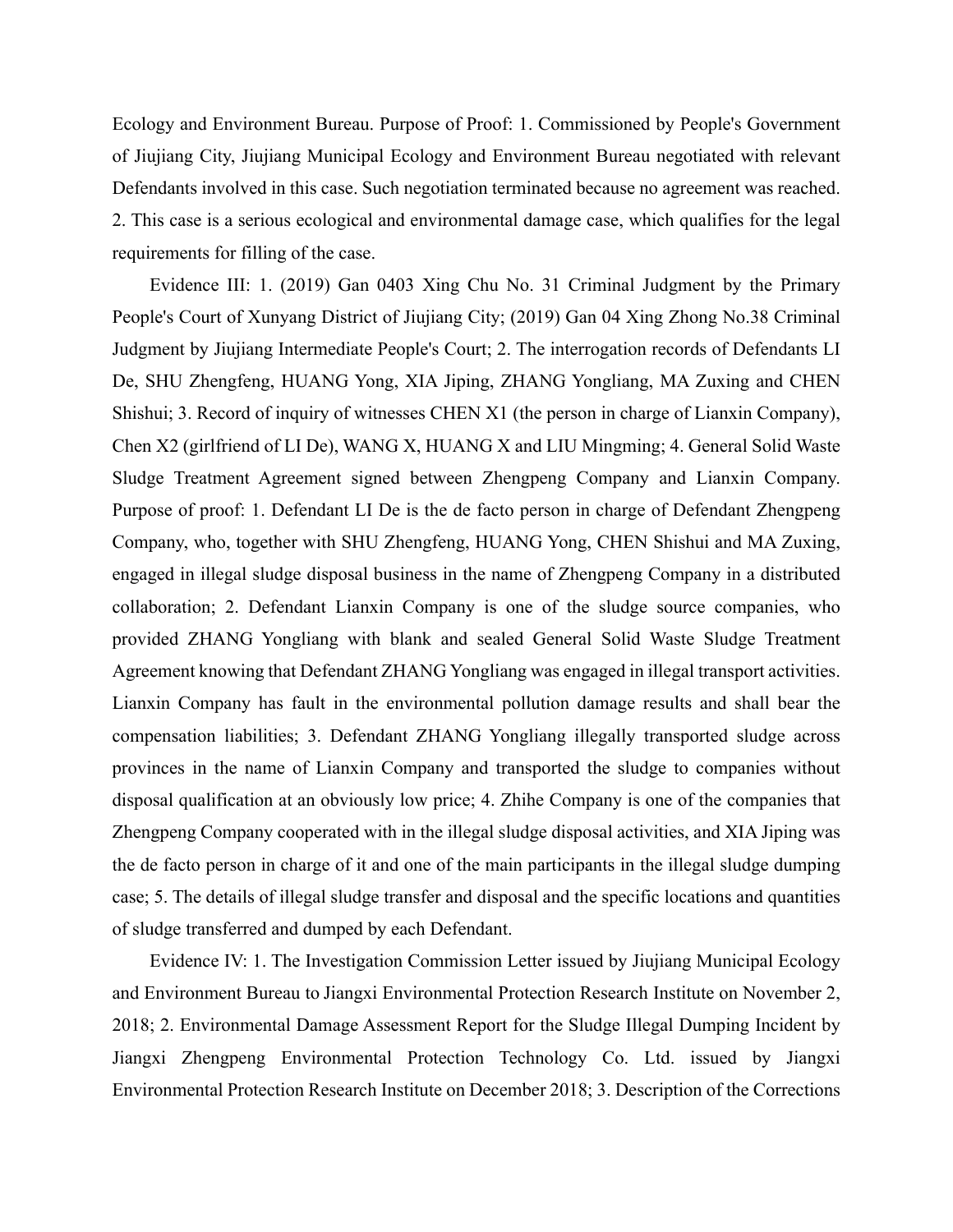Ecology and Environment Bureau. Purpose of Proof: 1. Commissioned by People's Government of Jiujiang City, Jiujiang Municipal Ecology and Environment Bureau negotiated with relevant Defendants involved in this case. Such negotiation terminated because no agreement was reached. 2. This case is a serious ecological and environmental damage case, which qualifies for the legal requirements for filling of the case.

Evidence III: 1. (2019) Gan 0403 Xing Chu No. 31 Criminal Judgment by the Primary People's Court of Xunyang District of Jiujiang City; (2019) Gan 04 Xing Zhong No.38 Criminal Judgment by Jiujiang Intermediate People's Court; 2. The interrogation records of Defendants LI De, SHU Zhengfeng, HUANG Yong, XIA Jiping, ZHANG Yongliang, MA Zuxing and CHEN Shishui; 3. Record of inquiry of witnesses CHEN X1 (the person in charge of Lianxin Company), Chen X2 (girlfriend of LI De), WANG X, HUANG X and LIU Mingming; 4. General Solid Waste Sludge Treatment Agreement signed between Zhengpeng Company and Lianxin Company. Purpose of proof: 1. Defendant LI De is the de facto person in charge of Defendant Zhengpeng Company, who, together with SHU Zhengfeng, HUANG Yong, CHEN Shishui and MA Zuxing, engaged in illegal sludge disposal business in the name of Zhengpeng Company in a distributed collaboration; 2. Defendant Lianxin Company is one of the sludge source companies, who provided ZHANG Yongliang with blank and sealed General Solid Waste Sludge Treatment Agreement knowing that Defendant ZHANG Yongliang was engaged in illegal transport activities. Lianxin Company has fault in the environmental pollution damage results and shall bear the compensation liabilities; 3. Defendant ZHANG Yongliang illegally transported sludge across provinces in the name of Lianxin Company and transported the sludge to companies without disposal qualification at an obviously low price; 4. Zhihe Company is one of the companies that Zhengpeng Company cooperated with in the illegal sludge disposal activities, and XIA Jiping was the de facto person in charge of it and one of the main participants in the illegal sludge dumping case; 5. The details of illegal sludge transfer and disposal and the specific locations and quantities of sludge transferred and dumped by each Defendant.

Evidence IV: 1. The Investigation Commission Letter issued by Jiujiang Municipal Ecology and Environment Bureau to Jiangxi Environmental Protection Research Institute on November 2, 2018; 2. Environmental Damage Assessment Report for the Sludge Illegal Dumping Incident by Jiangxi Zhengpeng Environmental Protection Technology Co. Ltd. issued by Jiangxi Environmental Protection Research Institute on December 2018; 3. Description of the Corrections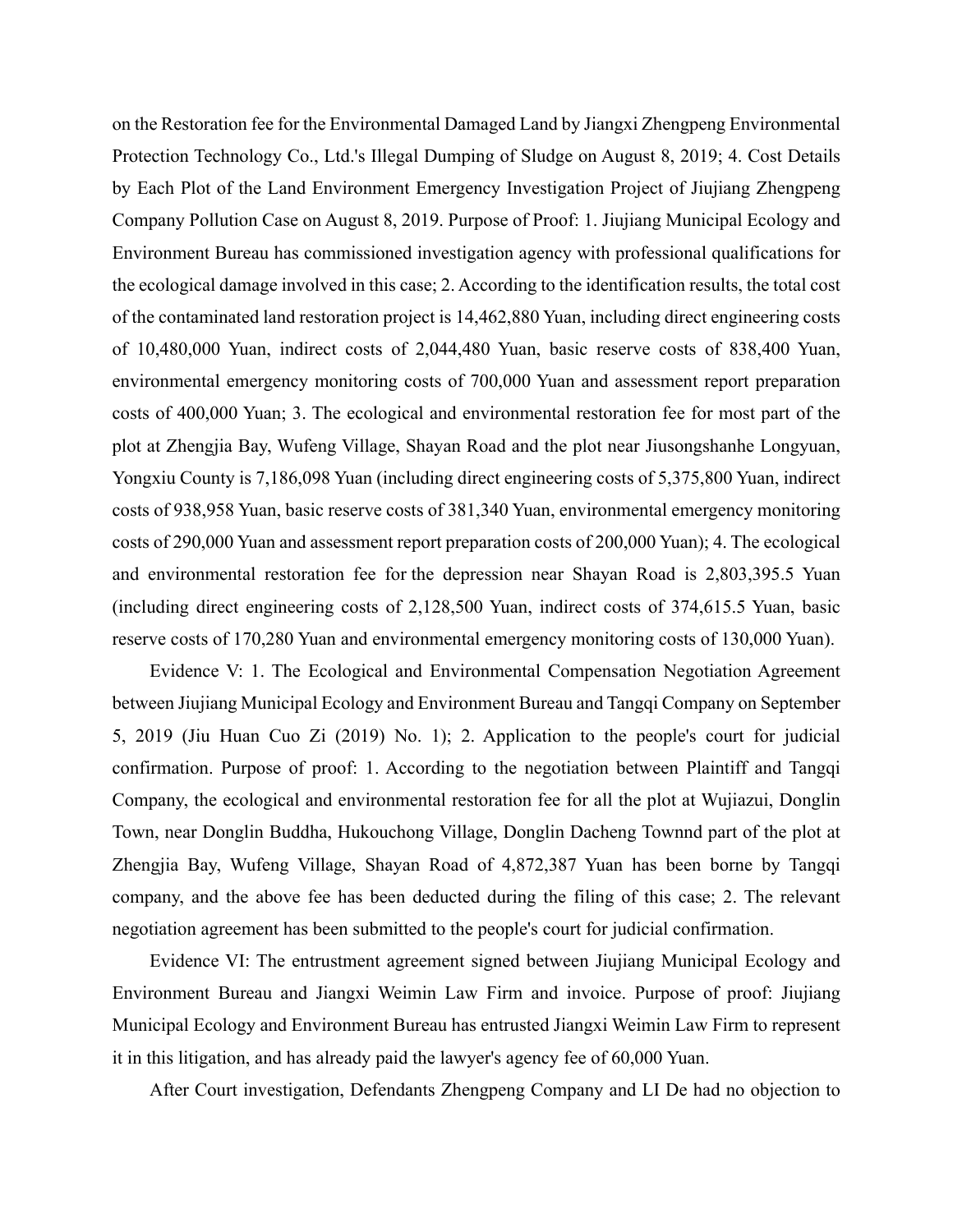on the Restoration fee for the Environmental Damaged Land by Jiangxi Zhengpeng Environmental Protection Technology Co., Ltd.'s Illegal Dumping of Sludge on August 8, 2019; 4. Cost Details by Each Plot of the Land Environment Emergency Investigation Project of Jiujiang Zhengpeng Company Pollution Case on August 8, 2019. Purpose of Proof: 1. Jiujiang Municipal Ecology and Environment Bureau has commissioned investigation agency with professional qualifications for the ecological damage involved in this case; 2. According to the identification results, the total cost of the contaminated land restoration project is 14,462,880 Yuan, including direct engineering costs of 10,480,000 Yuan, indirect costs of 2,044,480 Yuan, basic reserve costs of 838,400 Yuan, environmental emergency monitoring costs of 700,000 Yuan and assessment report preparation costs of 400,000 Yuan; 3. The ecological and environmental restoration fee for most part of the plot at Zhengjia Bay, Wufeng Village, Shayan Road and the plot near Jiusongshanhe Longyuan, Yongxiu County is 7,186,098 Yuan (including direct engineering costs of 5,375,800 Yuan, indirect costs of 938,958 Yuan, basic reserve costs of 381,340 Yuan, environmental emergency monitoring costs of 290,000 Yuan and assessment report preparation costs of 200,000 Yuan); 4. The ecological and environmental restoration fee for the depression near Shayan Road is 2,803,395.5 Yuan (including direct engineering costs of 2,128,500 Yuan, indirect costs of 374,615.5 Yuan, basic reserve costs of 170,280 Yuan and environmental emergency monitoring costs of 130,000 Yuan).

Evidence V: 1. The Ecological and Environmental Compensation Negotiation Agreement between Jiujiang Municipal Ecology and Environment Bureau and Tangqi Company on September 5, 2019 (Jiu Huan Cuo Zi (2019) No. 1); 2. Application to the people's court for judicial confirmation. Purpose of proof: 1. According to the negotiation between Plaintiff and Tangqi Company, the ecological and environmental restoration fee for all the plot at Wujiazui, Donglin Town, near Donglin Buddha, Hukouchong Village, Donglin Dacheng Townnd part of the plot at Zhengjia Bay, Wufeng Village, Shayan Road of 4,872,387 Yuan has been borne by Tangqi company, and the above fee has been deducted during the filing of this case; 2. The relevant negotiation agreement has been submitted to the people's court for judicial confirmation.

Evidence VI: The entrustment agreement signed between Jiujiang Municipal Ecology and Environment Bureau and Jiangxi Weimin Law Firm and invoice. Purpose of proof: Jiujiang Municipal Ecology and Environment Bureau has entrusted Jiangxi Weimin Law Firm to represent it in this litigation, and has already paid the lawyer's agency fee of 60,000 Yuan.

After Court investigation, Defendants Zhengpeng Company and LI De had no objection to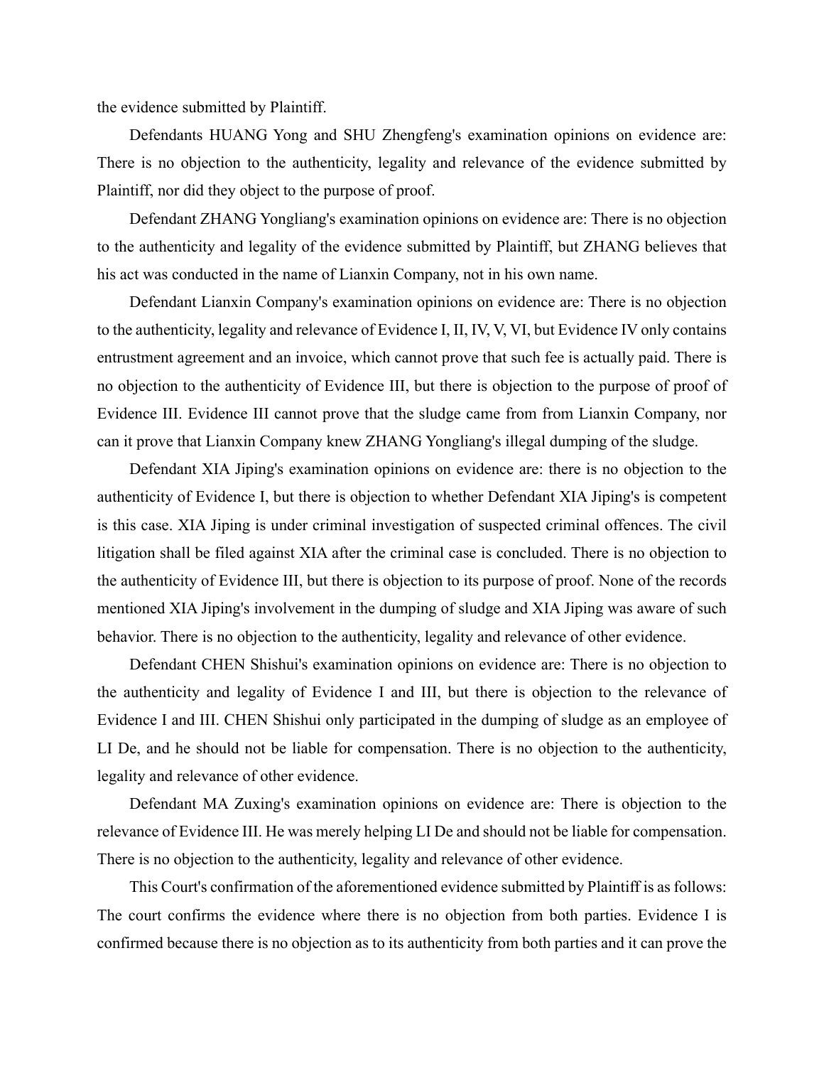the evidence submitted by Plaintiff.

Defendants HUANG Yong and SHU Zhengfeng's examination opinions on evidence are: There is no objection to the authenticity, legality and relevance of the evidence submitted by Plaintiff, nor did they object to the purpose of proof.

Defendant ZHANG Yongliang's examination opinions on evidence are: There is no objection to the authenticity and legality of the evidence submitted by Plaintiff, but ZHANG believes that his act was conducted in the name of Lianxin Company, not in his own name.

Defendant Lianxin Company's examination opinions on evidence are: There is no objection to the authenticity, legality and relevance of Evidence I, II, IV, V, VI, but Evidence IV only contains entrustment agreement and an invoice, which cannot prove that such fee is actually paid. There is no objection to the authenticity of Evidence III, but there is objection to the purpose of proof of Evidence III. Evidence III cannot prove that the sludge came from from Lianxin Company, nor can it prove that Lianxin Company knew ZHANG Yongliang's illegal dumping of the sludge.

Defendant XIA Jiping's examination opinions on evidence are: there is no objection to the authenticity of Evidence I, but there is objection to whether Defendant XIA Jiping's is competent is this case. XIA Jiping is under criminal investigation of suspected criminal offences. The civil litigation shall be filed against XIA after the criminal case is concluded. There is no objection to the authenticity of Evidence III, but there is objection to its purpose of proof. None of the records mentioned XIA Jiping's involvement in the dumping of sludge and XIA Jiping was aware of such behavior. There is no objection to the authenticity, legality and relevance of other evidence.

Defendant CHEN Shishui's examination opinions on evidence are: There is no objection to the authenticity and legality of Evidence I and III, but there is objection to the relevance of Evidence I and III. CHEN Shishui only participated in the dumping of sludge as an employee of LI De, and he should not be liable for compensation. There is no objection to the authenticity, legality and relevance of other evidence.

Defendant MA Zuxing's examination opinions on evidence are: There is objection to the relevance of Evidence III. He was merely helping LI De and should not be liable for compensation. There is no objection to the authenticity, legality and relevance of other evidence.

This Court's confirmation of the aforementioned evidence submitted by Plaintiff is as follows: The court confirms the evidence where there is no objection from both parties. Evidence I is confirmed because there is no objection as to its authenticity from both parties and it can prove the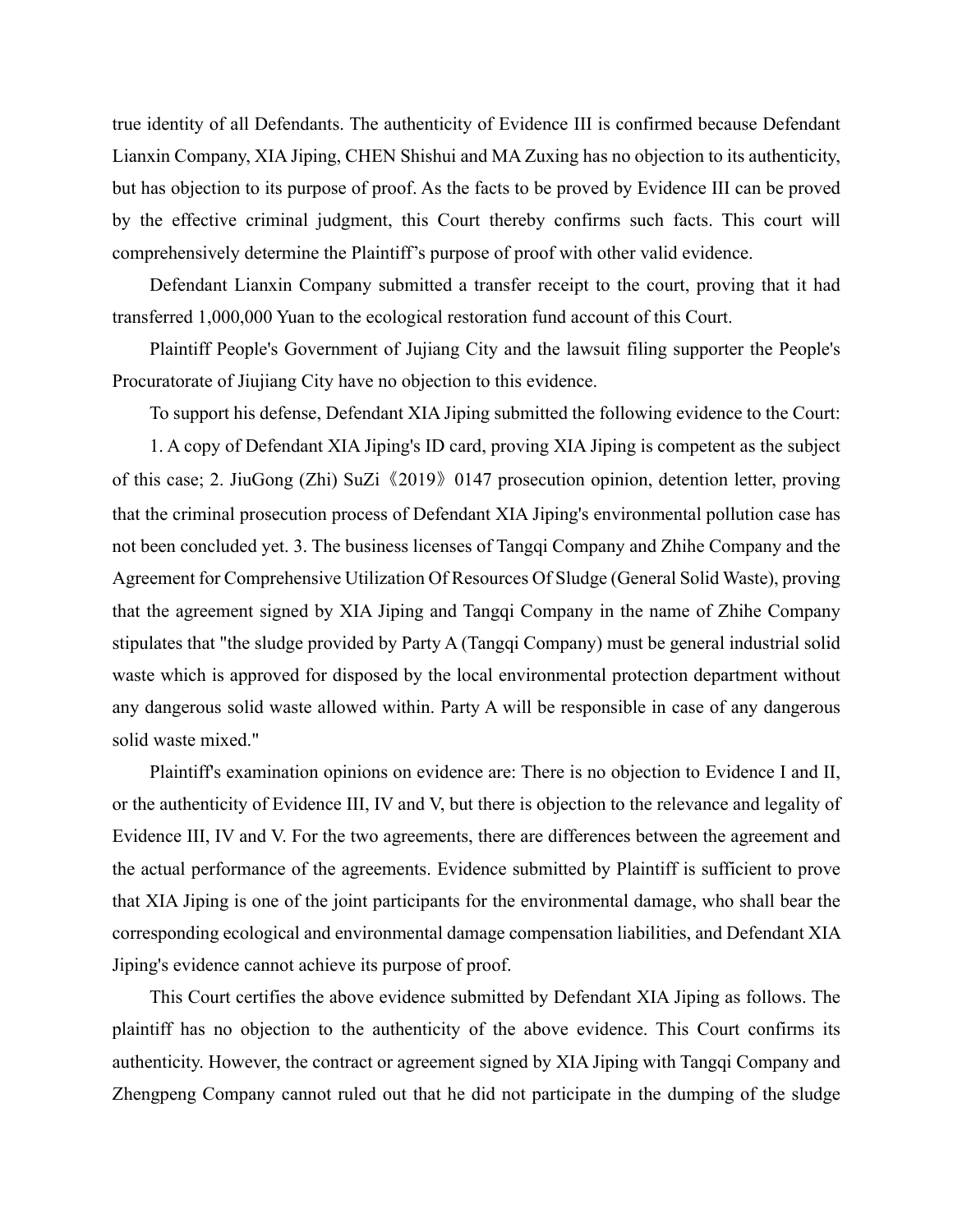true identity of all Defendants. The authenticity of Evidence III is confirmed because Defendant Lianxin Company, XIA Jiping, CHEN Shishui and MA Zuxing has no objection to its authenticity, but has objection to its purpose of proof. As the facts to be proved by Evidence III can be proved by the effective criminal judgment, this Court thereby confirms such facts. This court will comprehensively determine the Plaintiff's purpose of proof with other valid evidence.

Defendant Lianxin Company submitted a transfer receipt to the court, proving that it had transferred 1,000,000 Yuan to the ecological restoration fund account of this Court.

Plaintiff People's Government of Jujiang City and the lawsuit filing supporter the People's Procuratorate of Jiujiang City have no objection to this evidence.

To support his defense, Defendant XIA Jiping submitted the following evidence to the Court:

1. A copy of Defendant XIA Jiping's ID card, proving XIA Jiping is competent as the subject of this case; 2. JiuGong (Zhi) SuZi《2019》0147 prosecution opinion, detention letter, proving that the criminal prosecution process of Defendant XIA Jiping's environmental pollution case has not been concluded yet. 3. The business licenses of Tangqi Company and Zhihe Company and the Agreement for Comprehensive Utilization Of Resources Of Sludge (General Solid Waste), proving that the agreement signed by XIA Jiping and Tangqi Company in the name of Zhihe Company stipulates that "the sludge provided by Party A (Tangqi Company) must be general industrial solid waste which is approved for disposed by the local environmental protection department without any dangerous solid waste allowed within. Party A will be responsible in case of any dangerous solid waste mixed."

Plaintiff's examination opinions on evidence are: There is no objection to Evidence I and II, or the authenticity of Evidence III, IV and V, but there is objection to the relevance and legality of Evidence III, IV and V. For the two agreements, there are differences between the agreement and the actual performance of the agreements. Evidence submitted by Plaintiff is sufficient to prove that XIA Jiping is one of the joint participants for the environmental damage, who shall bear the corresponding ecological and environmental damage compensation liabilities, and Defendant XIA Jiping's evidence cannot achieve its purpose of proof.

This Court certifies the above evidence submitted by Defendant XIA Jiping as follows. The plaintiff has no objection to the authenticity of the above evidence. This Court confirms its authenticity. However, the contract or agreement signed by XIA Jiping with Tangqi Company and Zhengpeng Company cannot ruled out that he did not participate in the dumping of the sludge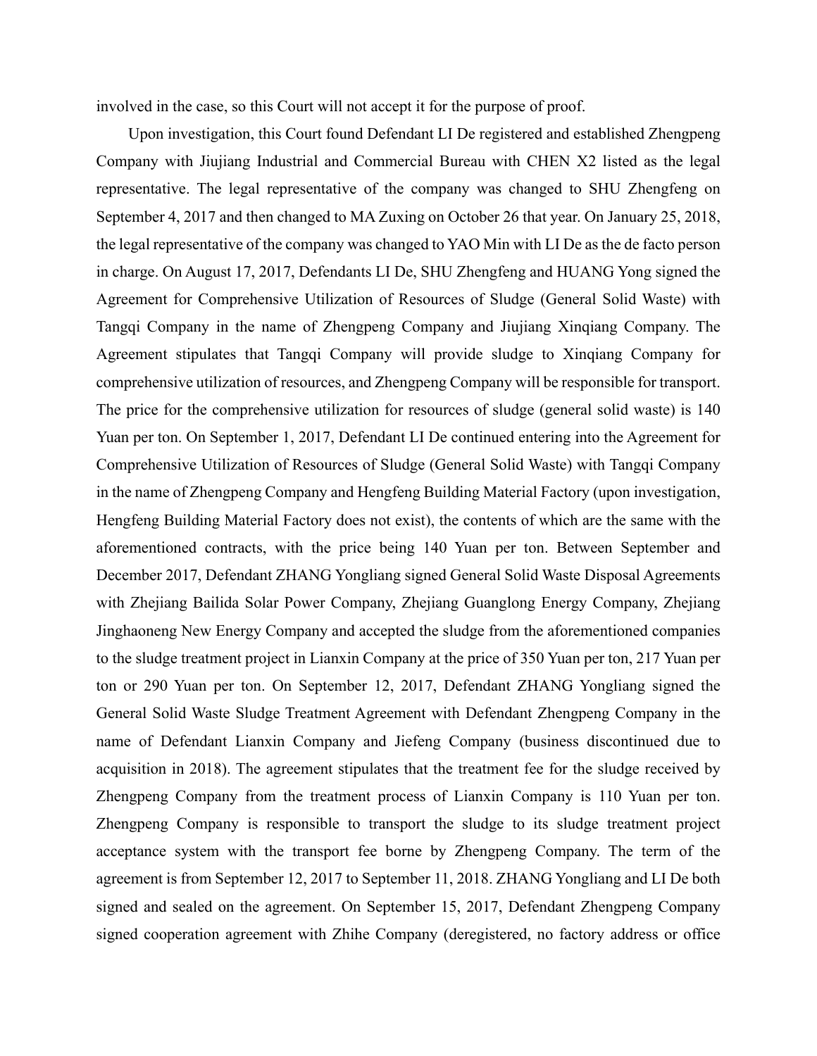involved in the case, so this Court will not accept it for the purpose of proof.

Upon investigation, this Court found Defendant LI De registered and established Zhengpeng Company with Jiujiang Industrial and Commercial Bureau with CHEN X2 listed as the legal representative. The legal representative of the company was changed to SHU Zhengfeng on September 4, 2017 and then changed to MA Zuxing on October 26 that year. On January 25, 2018, the legal representative of the company was changed to YAO Min with LI De as the de facto person in charge. On August 17, 2017, Defendants LI De, SHU Zhengfeng and HUANG Yong signed the Agreement for Comprehensive Utilization of Resources of Sludge (General Solid Waste) with Tangqi Company in the name of Zhengpeng Company and Jiujiang Xinqiang Company. The Agreement stipulates that Tangqi Company will provide sludge to Xinqiang Company for comprehensive utilization of resources, and Zhengpeng Company will be responsible for transport. The price for the comprehensive utilization for resources of sludge (general solid waste) is 140 Yuan per ton. On September 1, 2017, Defendant LI De continued entering into the Agreement for Comprehensive Utilization of Resources of Sludge (General Solid Waste) with Tangqi Company in the name of Zhengpeng Company and Hengfeng Building Material Factory (upon investigation, Hengfeng Building Material Factory does not exist), the contents of which are the same with the aforementioned contracts, with the price being 140 Yuan per ton. Between September and December 2017, Defendant ZHANG Yongliang signed General Solid Waste Disposal Agreements with Zhejiang Bailida Solar Power Company, Zhejiang Guanglong Energy Company, Zhejiang Jinghaoneng New Energy Company and accepted the sludge from the aforementioned companies to the sludge treatment project in Lianxin Company at the price of 350 Yuan per ton, 217 Yuan per ton or 290 Yuan per ton. On September 12, 2017, Defendant ZHANG Yongliang signed the General Solid Waste Sludge Treatment Agreement with Defendant Zhengpeng Company in the name of Defendant Lianxin Company and Jiefeng Company (business discontinued due to acquisition in 2018). The agreement stipulates that the treatment fee for the sludge received by Zhengpeng Company from the treatment process of Lianxin Company is 110 Yuan per ton. Zhengpeng Company is responsible to transport the sludge to its sludge treatment project acceptance system with the transport fee borne by Zhengpeng Company. The term of the agreement is from September 12, 2017 to September 11, 2018. ZHANG Yongliang and LI De both signed and sealed on the agreement. On September 15, 2017, Defendant Zhengpeng Company signed cooperation agreement with Zhihe Company (deregistered, no factory address or office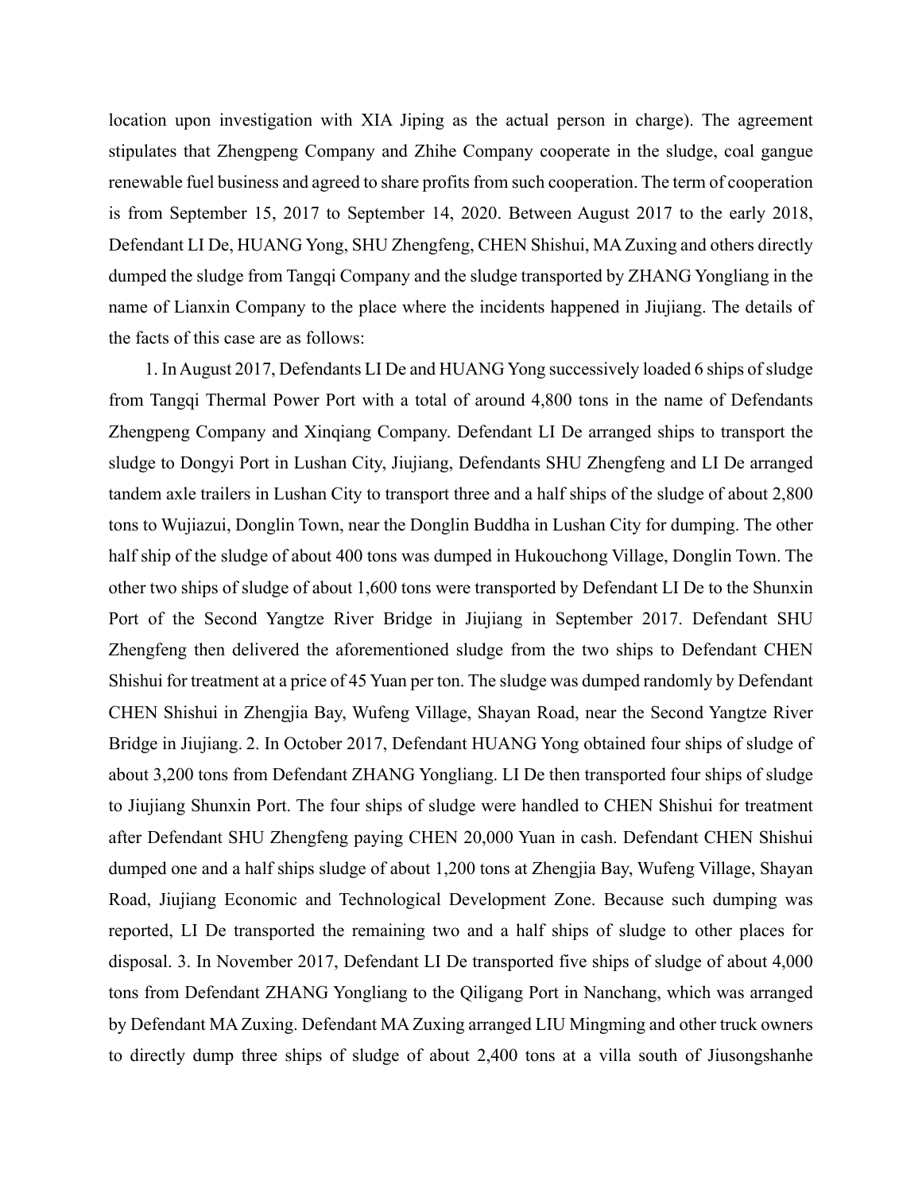location upon investigation with XIA Jiping as the actual person in charge). The agreement stipulates that Zhengpeng Company and Zhihe Company cooperate in the sludge, coal gangue renewable fuel business and agreed to share profits from such cooperation. The term of cooperation is from September 15, 2017 to September 14, 2020. Between August 2017 to the early 2018, Defendant LI De, HUANG Yong, SHU Zhengfeng, CHEN Shishui, MA Zuxing and others directly dumped the sludge from Tangqi Company and the sludge transported by ZHANG Yongliang in the name of Lianxin Company to the place where the incidents happened in Jiujiang. The details of the facts of this case are as follows:

1. In August 2017, Defendants LI De and HUANG Yong successively loaded 6 ships of sludge from Tangqi Thermal Power Port with a total of around 4,800 tons in the name of Defendants Zhengpeng Company and Xinqiang Company. Defendant LI De arranged ships to transport the sludge to Dongyi Port in Lushan City, Jiujiang, Defendants SHU Zhengfeng and LI De arranged tandem axle trailers in Lushan City to transport three and a half ships of the sludge of about 2,800 tons to Wujiazui, Donglin Town, near the Donglin Buddha in Lushan City for dumping. The other half ship of the sludge of about 400 tons was dumped in Hukouchong Village, Donglin Town. The other two ships of sludge of about 1,600 tons were transported by Defendant LI De to the Shunxin Port of the Second Yangtze River Bridge in Jiujiang in September 2017. Defendant SHU Zhengfeng then delivered the aforementioned sludge from the two ships to Defendant CHEN Shishui for treatment at a price of 45 Yuan per ton. The sludge was dumped randomly by Defendant CHEN Shishui in Zhengjia Bay, Wufeng Village, Shayan Road, near the Second Yangtze River Bridge in Jiujiang. 2. In October 2017, Defendant HUANG Yong obtained four ships of sludge of about 3,200 tons from Defendant ZHANG Yongliang. LI De then transported four ships of sludge to Jiujiang Shunxin Port. The four ships of sludge were handled to CHEN Shishui for treatment after Defendant SHU Zhengfeng paying CHEN 20,000 Yuan in cash. Defendant CHEN Shishui dumped one and a half ships sludge of about 1,200 tons at Zhengjia Bay, Wufeng Village, Shayan Road, Jiujiang Economic and Technological Development Zone. Because such dumping was reported, LI De transported the remaining two and a half ships of sludge to other places for disposal. 3. In November 2017, Defendant LI De transported five ships of sludge of about 4,000 tons from Defendant ZHANG Yongliang to the Qiligang Port in Nanchang, which was arranged by Defendant MA Zuxing. Defendant MA Zuxing arranged LIU Mingming and other truck owners to directly dump three ships of sludge of about 2,400 tons at a villa south of Jiusongshanhe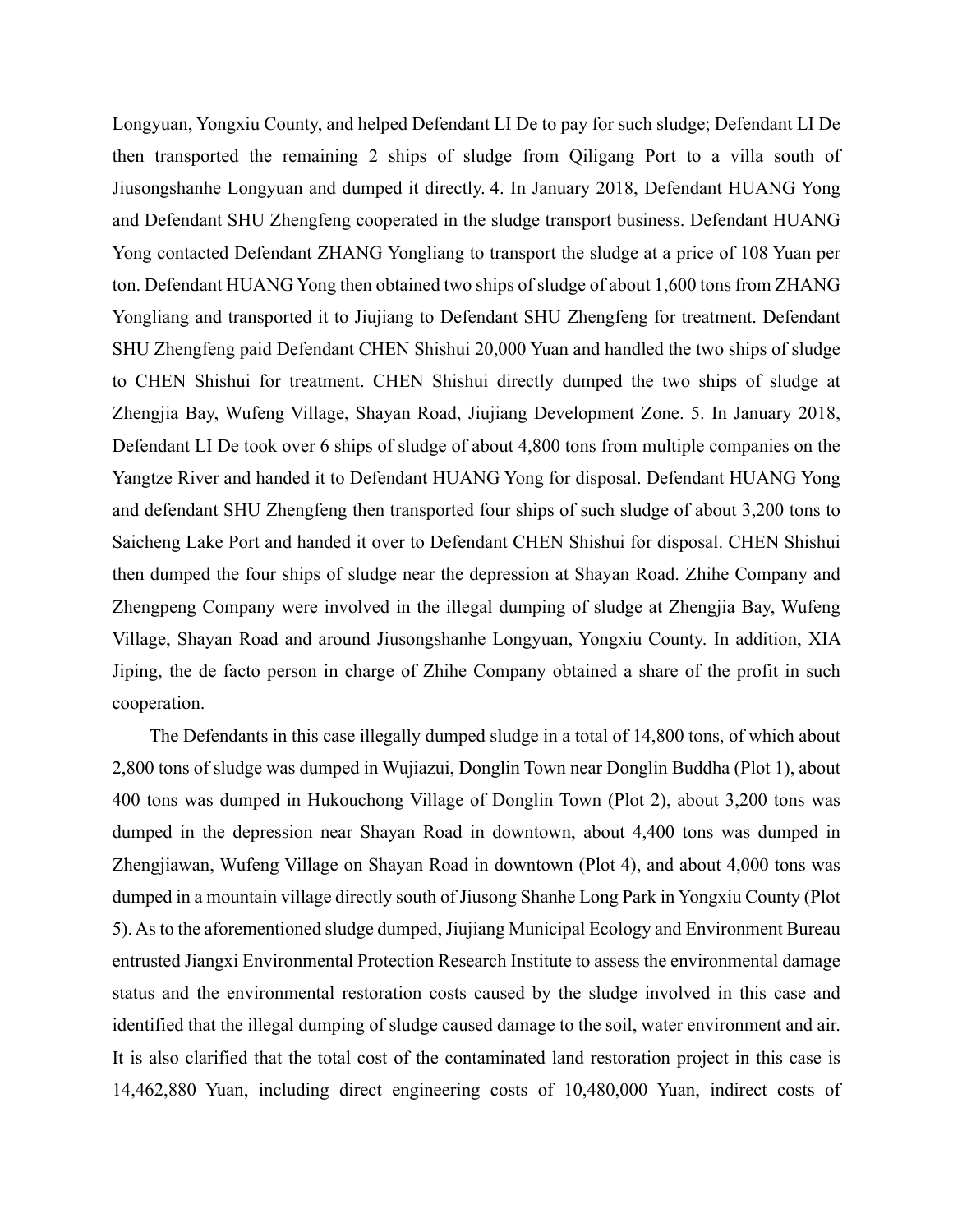Longyuan, Yongxiu County, and helped Defendant LI De to pay for such sludge; Defendant LI De then transported the remaining 2 ships of sludge from Qiligang Port to a villa south of Jiusongshanhe Longyuan and dumped it directly. 4. In January 2018, Defendant HUANG Yong and Defendant SHU Zhengfeng cooperated in the sludge transport business. Defendant HUANG Yong contacted Defendant ZHANG Yongliang to transport the sludge at a price of 108 Yuan per ton. Defendant HUANG Yong then obtained two ships of sludge of about 1,600 tons from ZHANG Yongliang and transported it to Jiujiang to Defendant SHU Zhengfeng for treatment. Defendant SHU Zhengfeng paid Defendant CHEN Shishui 20,000 Yuan and handled the two ships of sludge to CHEN Shishui for treatment. CHEN Shishui directly dumped the two ships of sludge at Zhengjia Bay, Wufeng Village, Shayan Road, Jiujiang Development Zone. 5. In January 2018, Defendant LI De took over 6 ships of sludge of about 4,800 tons from multiple companies on the Yangtze River and handed it to Defendant HUANG Yong for disposal. Defendant HUANG Yong and defendant SHU Zhengfeng then transported four ships of such sludge of about 3,200 tons to Saicheng Lake Port and handed it over to Defendant CHEN Shishui for disposal. CHEN Shishui then dumped the four ships of sludge near the depression at Shayan Road. Zhihe Company and Zhengpeng Company were involved in the illegal dumping of sludge at Zhengjia Bay, Wufeng Village, Shayan Road and around Jiusongshanhe Longyuan, Yongxiu County. In addition, XIA Jiping, the de facto person in charge of Zhihe Company obtained a share of the profit in such cooperation.

The Defendants in this case illegally dumped sludge in a total of 14,800 tons, of which about 2,800 tons of sludge was dumped in Wujiazui, Donglin Town near Donglin Buddha (Plot 1), about 400 tons was dumped in Hukouchong Village of Donglin Town (Plot 2), about 3,200 tons was dumped in the depression near Shayan Road in downtown, about 4,400 tons was dumped in Zhengjiawan, Wufeng Village on Shayan Road in downtown (Plot 4), and about 4,000 tons was dumped in a mountain village directly south of Jiusong Shanhe Long Park in Yongxiu County (Plot 5). As to the aforementioned sludge dumped, Jiujiang Municipal Ecology and Environment Bureau entrusted Jiangxi Environmental Protection Research Institute to assess the environmental damage status and the environmental restoration costs caused by the sludge involved in this case and identified that the illegal dumping of sludge caused damage to the soil, water environment and air. It is also clarified that the total cost of the contaminated land restoration project in this case is 14,462,880 Yuan, including direct engineering costs of 10,480,000 Yuan, indirect costs of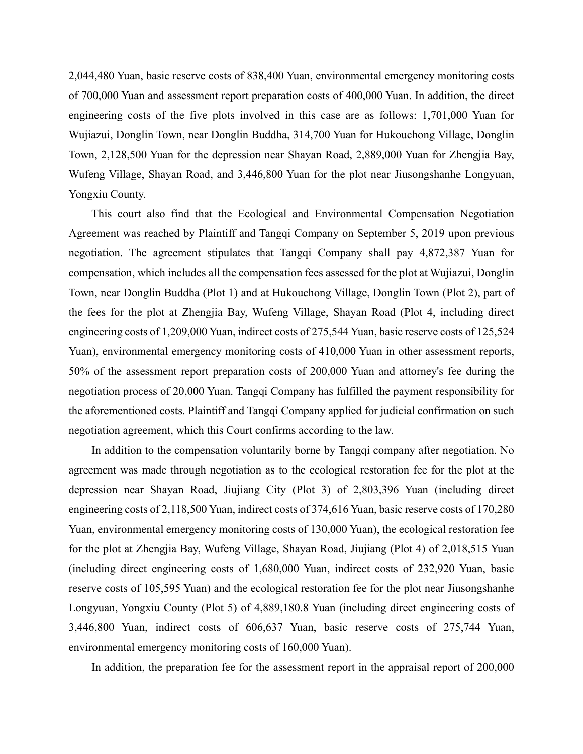2,044,480 Yuan, basic reserve costs of 838,400 Yuan, environmental emergency monitoring costs of 700,000 Yuan and assessment report preparation costs of 400,000 Yuan. In addition, the direct engineering costs of the five plots involved in this case are as follows: 1,701,000 Yuan for Wujiazui, Donglin Town, near Donglin Buddha, 314,700 Yuan for Hukouchong Village, Donglin Town, 2,128,500 Yuan for the depression near Shayan Road, 2,889,000 Yuan for Zhengjia Bay, Wufeng Village, Shayan Road, and 3,446,800 Yuan for the plot near Jiusongshanhe Longyuan, Yongxiu County.

This court also find that the Ecological and Environmental Compensation Negotiation Agreement was reached by Plaintiff and Tangqi Company on September 5, 2019 upon previous negotiation. The agreement stipulates that Tangqi Company shall pay 4,872,387 Yuan for compensation, which includes all the compensation fees assessed for the plot at Wujiazui, Donglin Town, near Donglin Buddha (Plot 1) and at Hukouchong Village, Donglin Town (Plot 2), part of the fees for the plot at Zhengjia Bay, Wufeng Village, Shayan Road (Plot 4, including direct engineering costs of 1,209,000 Yuan, indirect costs of 275,544 Yuan, basic reserve costs of 125,524 Yuan), environmental emergency monitoring costs of 410,000 Yuan in other assessment reports, 50% of the assessment report preparation costs of 200,000 Yuan and attorney's fee during the negotiation process of 20,000 Yuan. Tangqi Company has fulfilled the payment responsibility for the aforementioned costs. Plaintiff and Tangqi Company applied for judicial confirmation on such negotiation agreement, which this Court confirms according to the law.

In addition to the compensation voluntarily borne by Tangqi company after negotiation. No agreement was made through negotiation as to the ecological restoration fee for the plot at the depression near Shayan Road, Jiujiang City (Plot 3) of 2,803,396 Yuan (including direct engineering costs of 2,118,500 Yuan, indirect costs of 374,616 Yuan, basic reserve costs of 170,280 Yuan, environmental emergency monitoring costs of 130,000 Yuan), the ecological restoration fee for the plot at Zhengjia Bay, Wufeng Village, Shayan Road, Jiujiang (Plot 4) of 2,018,515 Yuan (including direct engineering costs of 1,680,000 Yuan, indirect costs of 232,920 Yuan, basic reserve costs of 105,595 Yuan) and the ecological restoration fee for the plot near Jiusongshanhe Longyuan, Yongxiu County (Plot 5) of 4,889,180.8 Yuan (including direct engineering costs of 3,446,800 Yuan, indirect costs of 606,637 Yuan, basic reserve costs of 275,744 Yuan, environmental emergency monitoring costs of 160,000 Yuan).

In addition, the preparation fee for the assessment report in the appraisal report of 200,000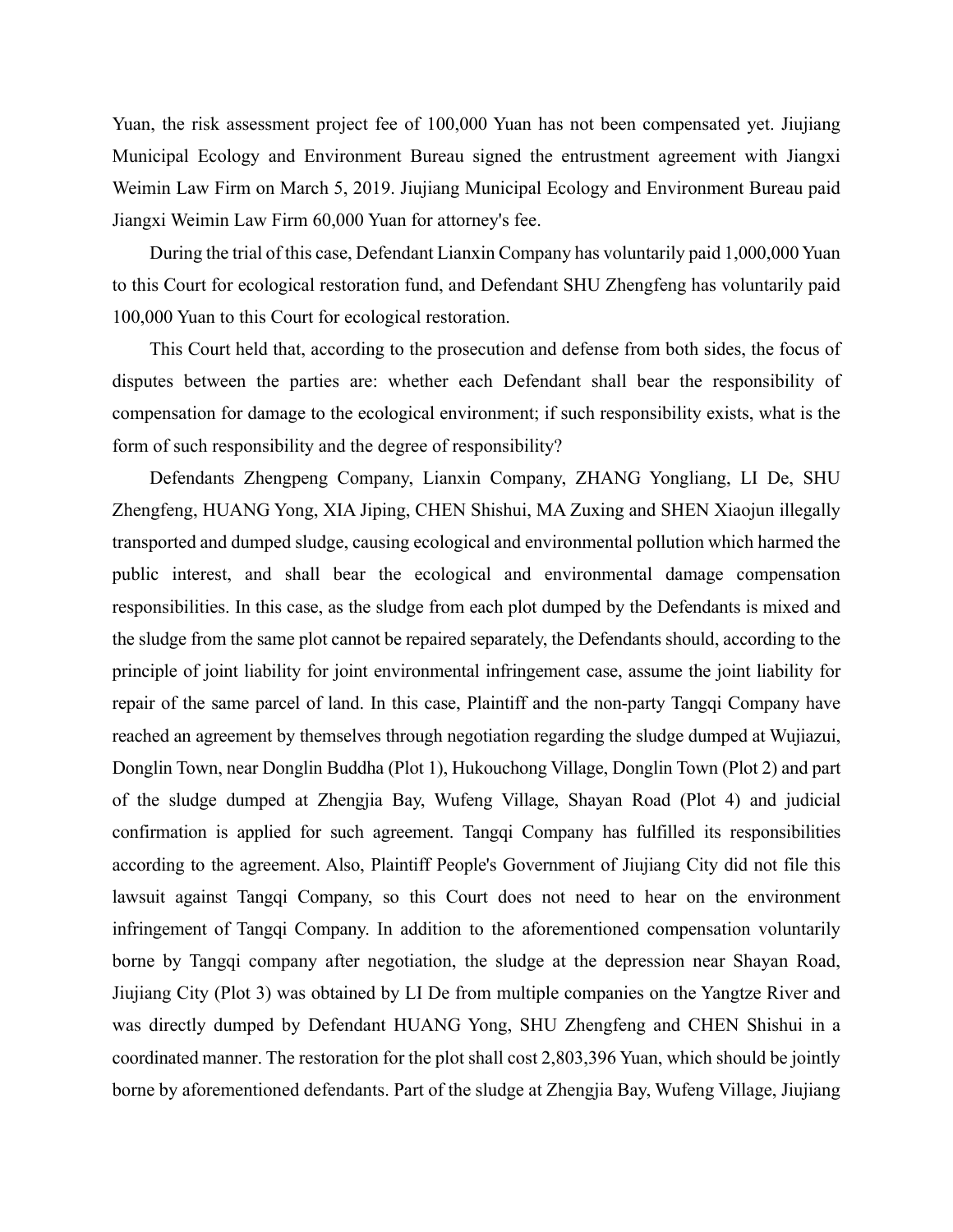Yuan, the risk assessment project fee of 100,000 Yuan has not been compensated yet. Jiujiang Municipal Ecology and Environment Bureau signed the entrustment agreement with Jiangxi Weimin Law Firm on March 5, 2019. Jiujiang Municipal Ecology and Environment Bureau paid Jiangxi Weimin Law Firm 60,000 Yuan for attorney's fee.

During the trial of this case, Defendant Lianxin Company has voluntarily paid 1,000,000 Yuan to this Court for ecological restoration fund, and Defendant SHU Zhengfeng has voluntarily paid 100,000 Yuan to this Court for ecological restoration.

This Court held that, according to the prosecution and defense from both sides, the focus of disputes between the parties are: whether each Defendant shall bear the responsibility of compensation for damage to the ecological environment; if such responsibility exists, what is the form of such responsibility and the degree of responsibility?

Defendants Zhengpeng Company, Lianxin Company, ZHANG Yongliang, LI De, SHU Zhengfeng, HUANG Yong, XIA Jiping, CHEN Shishui, MA Zuxing and SHEN Xiaojun illegally transported and dumped sludge, causing ecological and environmental pollution which harmed the public interest, and shall bear the ecological and environmental damage compensation responsibilities. In this case, as the sludge from each plot dumped by the Defendants is mixed and the sludge from the same plot cannot be repaired separately, the Defendants should, according to the principle of joint liability for joint environmental infringement case, assume the joint liability for repair of the same parcel of land. In this case, Plaintiff and the non-party Tangqi Company have reached an agreement by themselves through negotiation regarding the sludge dumped at Wujiazui, Donglin Town, near Donglin Buddha (Plot 1), Hukouchong Village, Donglin Town (Plot 2) and part of the sludge dumped at Zhengjia Bay, Wufeng Village, Shayan Road (Plot 4) and judicial confirmation is applied for such agreement. Tangqi Company has fulfilled its responsibilities according to the agreement. Also, Plaintiff People's Government of Jiujiang City did not file this lawsuit against Tangqi Company, so this Court does not need to hear on the environment infringement of Tangqi Company. In addition to the aforementioned compensation voluntarily borne by Tangqi company after negotiation, the sludge at the depression near Shayan Road, Jiujiang City (Plot 3) was obtained by LI De from multiple companies on the Yangtze River and was directly dumped by Defendant HUANG Yong, SHU Zhengfeng and CHEN Shishui in a coordinated manner. The restoration for the plot shall cost 2,803,396 Yuan, which should be jointly borne by aforementioned defendants. Part of the sludge at Zhengjia Bay, Wufeng Village, Jiujiang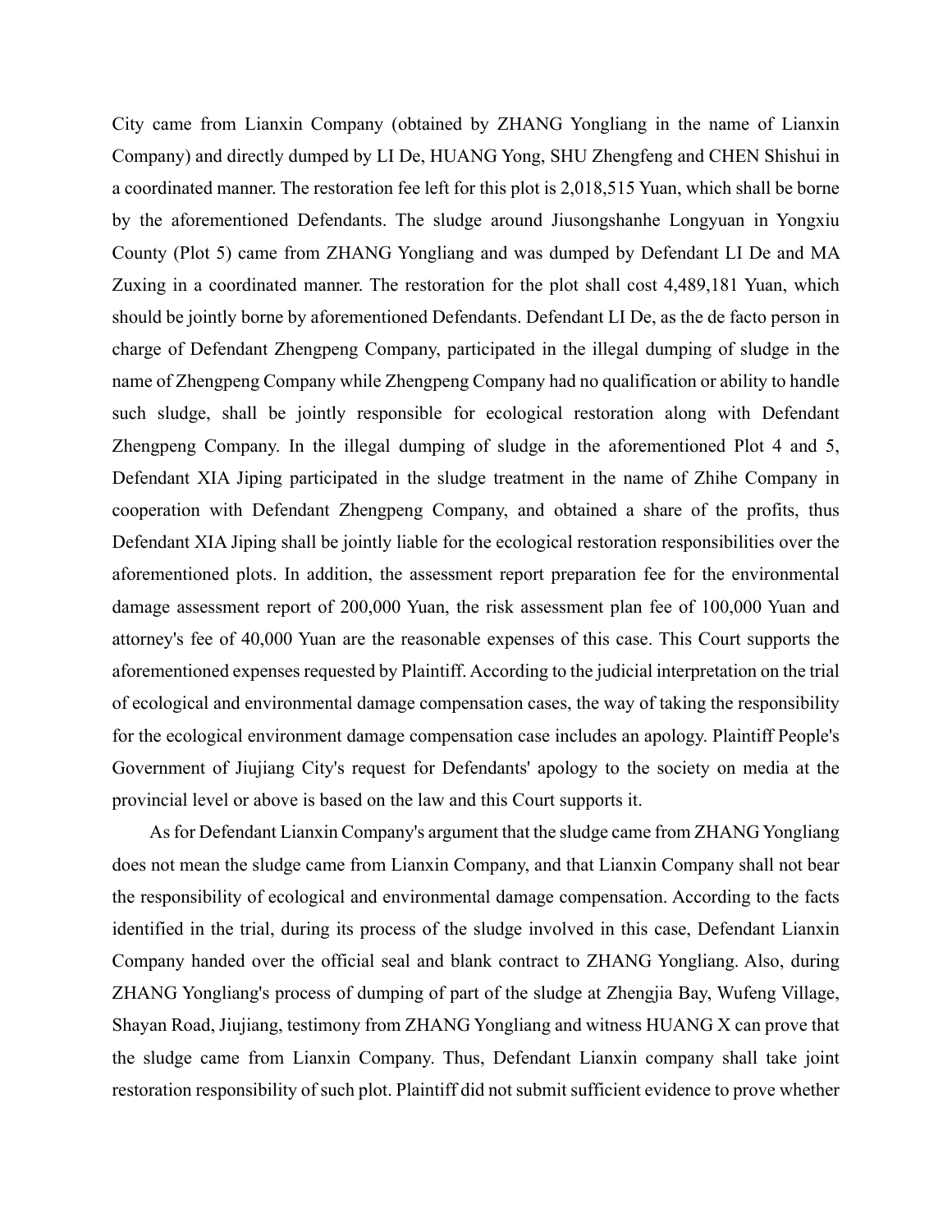City came from Lianxin Company (obtained by ZHANG Yongliang in the name of Lianxin Company) and directly dumped by LI De, HUANG Yong, SHU Zhengfeng and CHEN Shishui in a coordinated manner. The restoration fee left for this plot is 2,018,515 Yuan, which shall be borne by the aforementioned Defendants. The sludge around Jiusongshanhe Longyuan in Yongxiu County (Plot 5) came from ZHANG Yongliang and was dumped by Defendant LI De and MA Zuxing in a coordinated manner. The restoration for the plot shall cost 4,489,181 Yuan, which should be jointly borne by aforementioned Defendants. Defendant LI De, as the de facto person in charge of Defendant Zhengpeng Company, participated in the illegal dumping of sludge in the name of Zhengpeng Company while Zhengpeng Company had no qualification or ability to handle such sludge, shall be jointly responsible for ecological restoration along with Defendant Zhengpeng Company. In the illegal dumping of sludge in the aforementioned Plot 4 and 5, Defendant XIA Jiping participated in the sludge treatment in the name of Zhihe Company in cooperation with Defendant Zhengpeng Company, and obtained a share of the profits, thus Defendant XIA Jiping shall be jointly liable for the ecological restoration responsibilities over the aforementioned plots. In addition, the assessment report preparation fee for the environmental damage assessment report of 200,000 Yuan, the risk assessment plan fee of 100,000 Yuan and attorney's fee of 40,000 Yuan are the reasonable expenses of this case. This Court supports the aforementioned expenses requested by Plaintiff. According to the judicial interpretation on the trial of ecological and environmental damage compensation cases, the way of taking the responsibility for the ecological environment damage compensation case includes an apology. Plaintiff People's Government of Jiujiang City's request for Defendants' apology to the society on media at the provincial level or above is based on the law and this Court supports it.

As for Defendant Lianxin Company's argument that the sludge came from ZHANG Yongliang does not mean the sludge came from Lianxin Company, and that Lianxin Company shall not bear the responsibility of ecological and environmental damage compensation. According to the facts identified in the trial, during its process of the sludge involved in this case, Defendant Lianxin Company handed over the official seal and blank contract to ZHANG Yongliang. Also, during ZHANG Yongliang's process of dumping of part of the sludge at Zhengjia Bay, Wufeng Village, Shayan Road, Jiujiang, testimony from ZHANG Yongliang and witness HUANG X can prove that the sludge came from Lianxin Company. Thus, Defendant Lianxin company shall take joint restoration responsibility of such plot. Plaintiff did not submit sufficient evidence to prove whether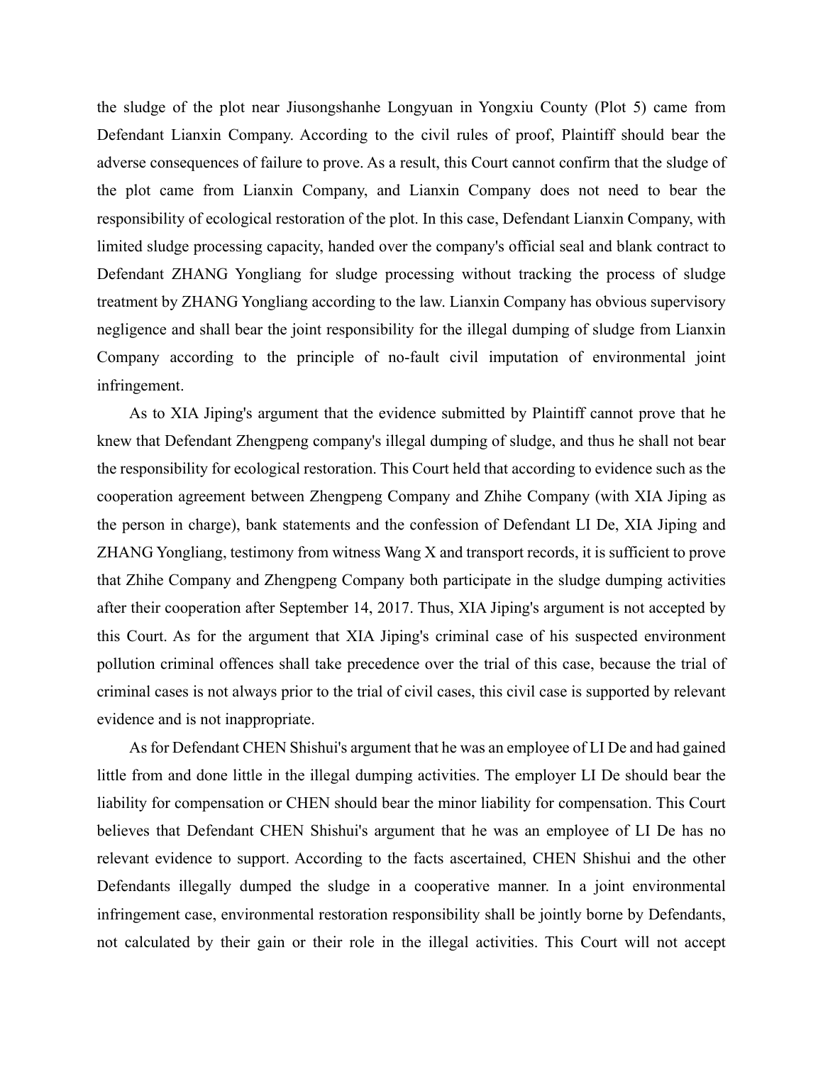the sludge of the plot near Jiusongshanhe Longyuan in Yongxiu County (Plot 5) came from Defendant Lianxin Company. According to the civil rules of proof, Plaintiff should bear the adverse consequences of failure to prove. As a result, this Court cannot confirm that the sludge of the plot came from Lianxin Company, and Lianxin Company does not need to bear the responsibility of ecological restoration of the plot. In this case, Defendant Lianxin Company, with limited sludge processing capacity, handed over the company's official seal and blank contract to Defendant ZHANG Yongliang for sludge processing without tracking the process of sludge treatment by ZHANG Yongliang according to the law. Lianxin Company has obvious supervisory negligence and shall bear the joint responsibility for the illegal dumping of sludge from Lianxin Company according to the principle of no-fault civil imputation of environmental joint infringement.

As to XIA Jiping's argument that the evidence submitted by Plaintiff cannot prove that he knew that Defendant Zhengpeng company's illegal dumping of sludge, and thus he shall not bear the responsibility for ecological restoration. This Court held that according to evidence such as the cooperation agreement between Zhengpeng Company and Zhihe Company (with XIA Jiping as the person in charge), bank statements and the confession of Defendant LI De, XIA Jiping and ZHANG Yongliang, testimony from witness Wang X and transport records, it is sufficient to prove that Zhihe Company and Zhengpeng Company both participate in the sludge dumping activities after their cooperation after September 14, 2017. Thus, XIA Jiping's argument is not accepted by this Court. As for the argument that XIA Jiping's criminal case of his suspected environment pollution criminal offences shall take precedence over the trial of this case, because the trial of criminal cases is not always prior to the trial of civil cases, this civil case is supported by relevant evidence and is not inappropriate.

As for Defendant CHEN Shishui's argument that he was an employee of LI De and had gained little from and done little in the illegal dumping activities. The employer LI De should bear the liability for compensation or CHEN should bear the minor liability for compensation. This Court believes that Defendant CHEN Shishui's argument that he was an employee of LI De has no relevant evidence to support. According to the facts ascertained, CHEN Shishui and the other Defendants illegally dumped the sludge in a cooperative manner. In a joint environmental infringement case, environmental restoration responsibility shall be jointly borne by Defendants, not calculated by their gain or their role in the illegal activities. This Court will not accept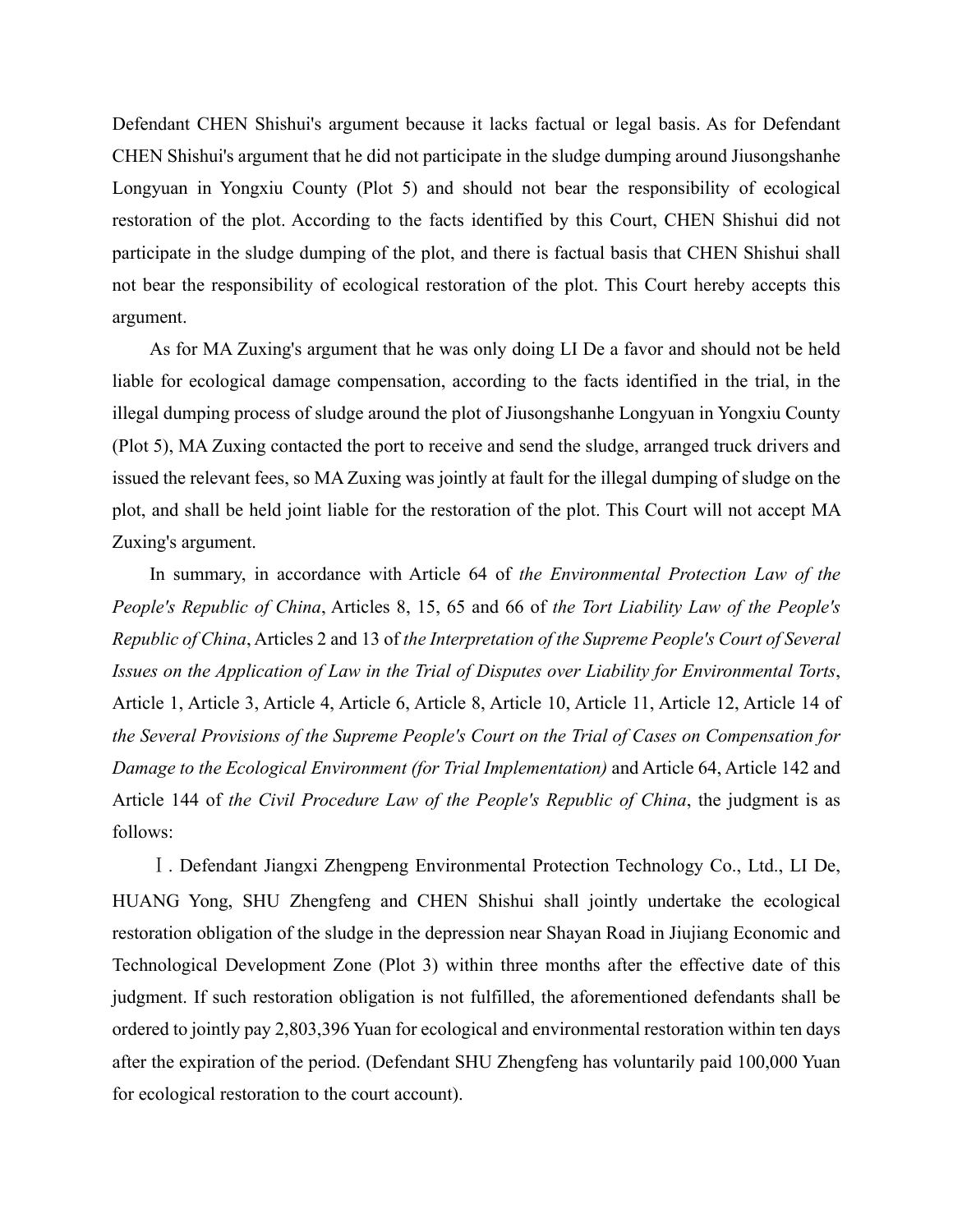Defendant CHEN Shishui's argument because it lacks factual or legal basis. As for Defendant CHEN Shishui's argument that he did not participate in the sludge dumping around Jiusongshanhe Longyuan in Yongxiu County (Plot 5) and should not bear the responsibility of ecological restoration of the plot. According to the facts identified by this Court, CHEN Shishui did not participate in the sludge dumping of the plot, and there is factual basis that CHEN Shishui shall not bear the responsibility of ecological restoration of the plot. This Court hereby accepts this argument.

As for MA Zuxing's argument that he was only doing LI De a favor and should not be held liable for ecological damage compensation, according to the facts identified in the trial, in the illegal dumping process of sludge around the plot of Jiusongshanhe Longyuan in Yongxiu County (Plot 5), MA Zuxing contacted the port to receive and send the sludge, arranged truck drivers and issued the relevant fees, so MA Zuxing was jointly at fault for the illegal dumping of sludge on the plot, and shall be held joint liable for the restoration of the plot. This Court will not accept MA Zuxing's argument.

In summary, in accordance with Article 64 of *the Environmental Protection Law of the People's Republic of China*, Articles 8, 15, 65 and 66 of *the Tort Liability Law of the People's Republic of China*, Articles 2 and 13 of *the Interpretation of the Supreme People's Court of Several Issues on the Application of Law in the Trial of Disputes over Liability for Environmental Torts*, Article 1, Article 3, Article 4, Article 6, Article 8, Article 10, Article 11, Article 12, Article 14 of *the Several Provisions of the Supreme People's Court on the Trial of Cases on Compensation for Damage to the Ecological Environment (for Trial Implementation)* and Article 64, Article 142 and Article 144 of *the Civil Procedure Law of the People's Republic of China*, the judgment is as follows:

Ⅰ. Defendant Jiangxi Zhengpeng Environmental Protection Technology Co., Ltd., LI De, HUANG Yong, SHU Zhengfeng and CHEN Shishui shall jointly undertake the ecological restoration obligation of the sludge in the depression near Shayan Road in Jiujiang Economic and Technological Development Zone (Plot 3) within three months after the effective date of this judgment. If such restoration obligation is not fulfilled, the aforementioned defendants shall be ordered to jointly pay 2,803,396 Yuan for ecological and environmental restoration within ten days after the expiration of the period. (Defendant SHU Zhengfeng has voluntarily paid 100,000 Yuan for ecological restoration to the court account).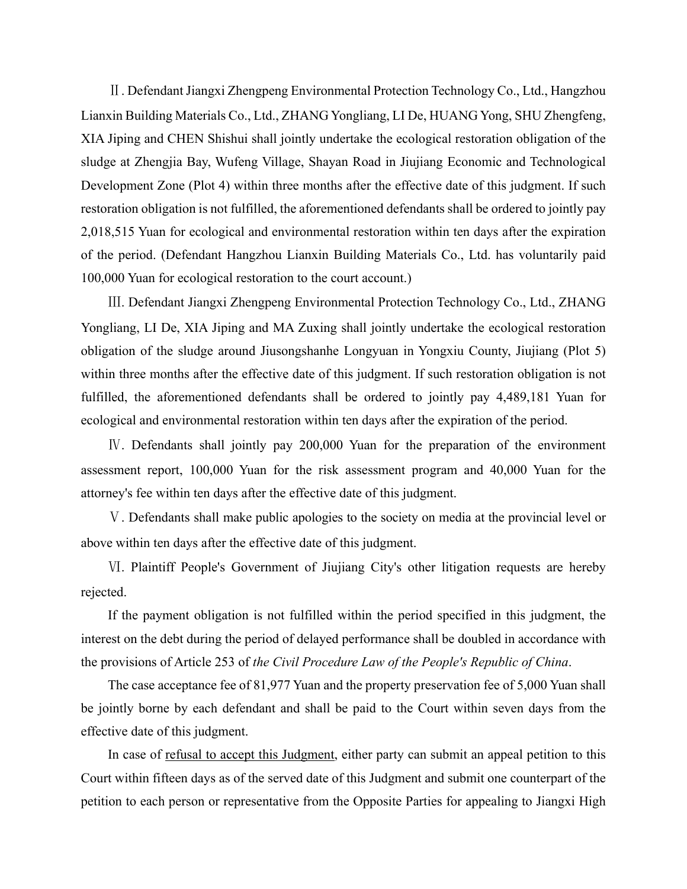Ⅱ. Defendant Jiangxi Zhengpeng Environmental Protection Technology Co., Ltd., Hangzhou Lianxin Building Materials Co., Ltd., ZHANG Yongliang, LI De, HUANG Yong, SHU Zhengfeng, XIA Jiping and CHEN Shishui shall jointly undertake the ecological restoration obligation of the sludge at Zhengjia Bay, Wufeng Village, Shayan Road in Jiujiang Economic and Technological Development Zone (Plot 4) within three months after the effective date of this judgment. If such restoration obligation is not fulfilled, the aforementioned defendants shall be ordered to jointly pay 2,018,515 Yuan for ecological and environmental restoration within ten days after the expiration of the period. (Defendant Hangzhou Lianxin Building Materials Co., Ltd. has voluntarily paid 100,000 Yuan for ecological restoration to the court account.)

Ⅲ. Defendant Jiangxi Zhengpeng Environmental Protection Technology Co., Ltd., ZHANG Yongliang, LI De, XIA Jiping and MA Zuxing shall jointly undertake the ecological restoration obligation of the sludge around Jiusongshanhe Longyuan in Yongxiu County, Jiujiang (Plot 5) within three months after the effective date of this judgment. If such restoration obligation is not fulfilled, the aforementioned defendants shall be ordered to jointly pay 4,489,181 Yuan for ecological and environmental restoration within ten days after the expiration of the period.

Ⅳ. Defendants shall jointly pay 200,000 Yuan for the preparation of the environment assessment report, 100,000 Yuan for the risk assessment program and 40,000 Yuan for the attorney's fee within ten days after the effective date of this judgment.

Ⅴ. Defendants shall make public apologies to the society on media at the provincial level or above within ten days after the effective date of this judgment.

Ⅵ. Plaintiff People's Government of Jiujiang City's other litigation requests are hereby rejected.

If the payment obligation is not fulfilled within the period specified in this judgment, the interest on the debt during the period of delayed performance shall be doubled in accordance with the provisions of Article 253 of *the Civil Procedure Law of the People's Republic of China*.

The case acceptance fee of 81,977 Yuan and the property preservation fee of 5,000 Yuan shall be jointly borne by each defendant and shall be paid to the Court within seven days from the effective date of this judgment.

In case of refusal to accept this Judgment, either party can submit an appeal petition to this Court within fifteen days as of the served date of this Judgment and submit one counterpart of the petition to each person or representative from the Opposite Parties for appealing to Jiangxi High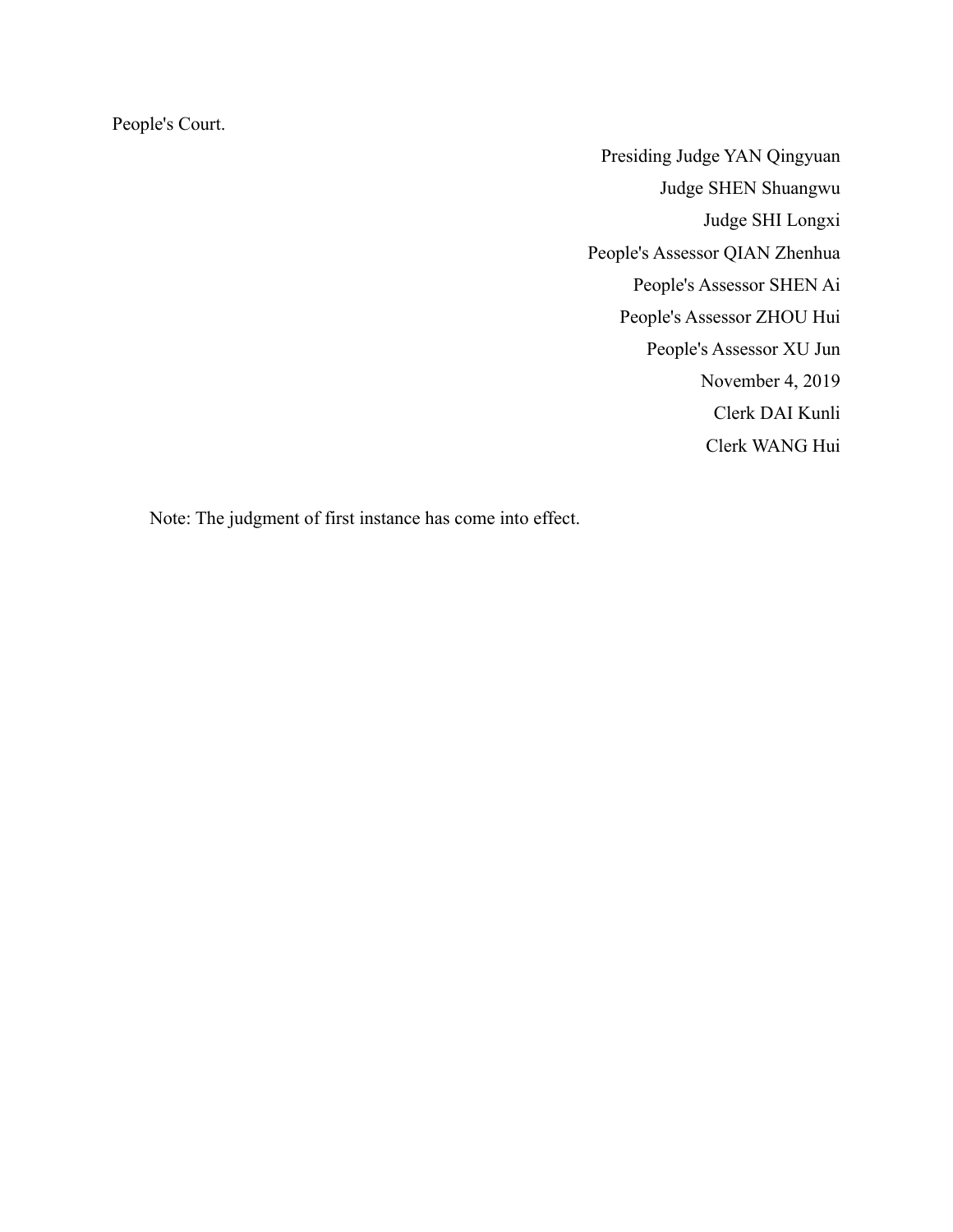People's Court.

Presiding Judge YAN Qingyuan
Judge SHEN Shuangwu
Judge SHI Longxi
People's Assessor QIAN Zhenhua
People's Assessor SHEN Ai
People's Assessor ZHOU Hui
People's Assessor XU Jun
November 4, 2019
Clerk DAI Kunli
Clerk WANG Hui

Note: The judgment of first instance has come into effect.